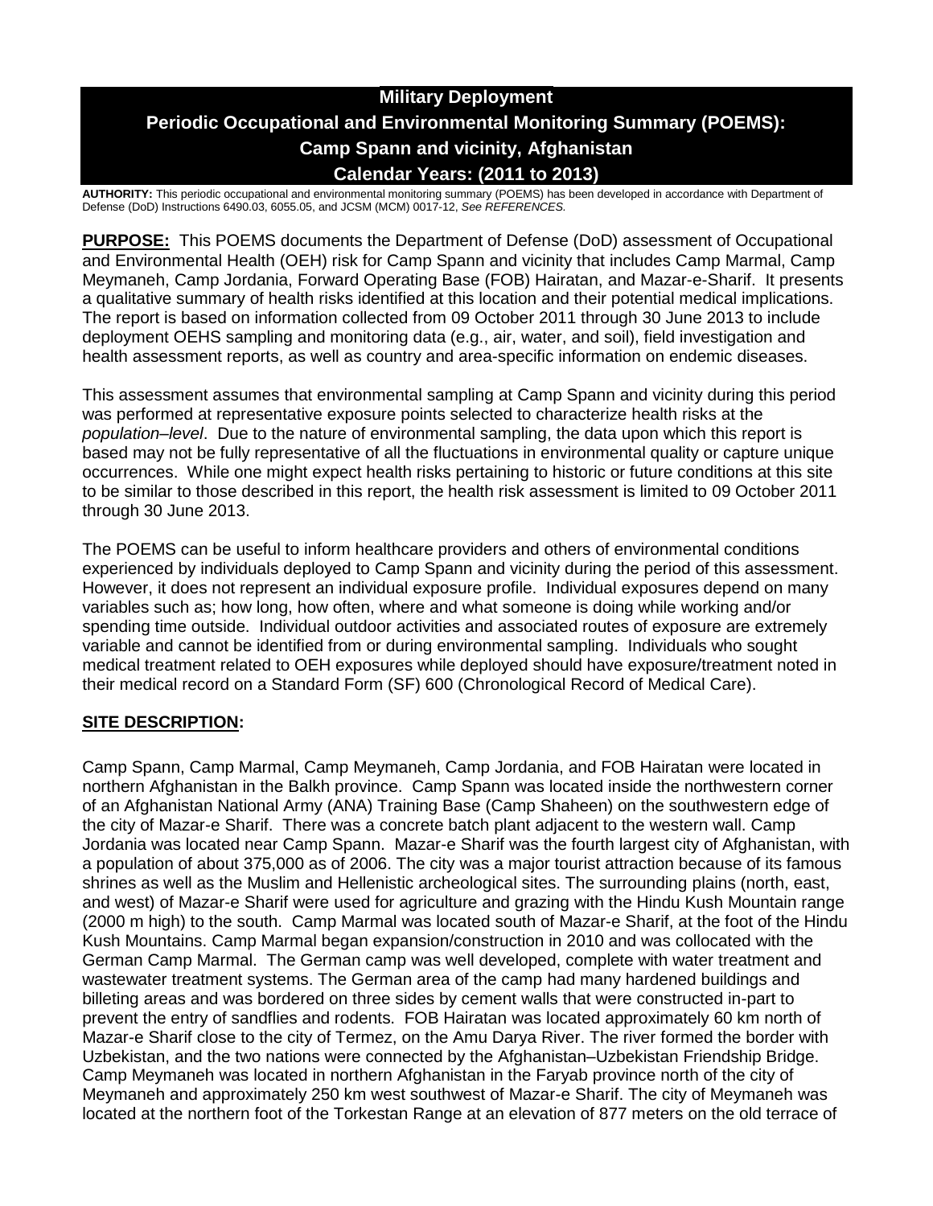# Military Deployment
# Periodic Occupational and Environmental Monitoring Summary (POEMS): Camp Spann and vicinity, Afghanistan
# Calendar Years: (2011 to 2013)

**AUTHORITY:** This periodic occupational and environmental monitoring summary (POEMS) has been developed in accordance with Department of Defense (DoD) Instructions 6490.03, 6055.05, and JCSM (MCM) 0017-12, *See REFERENCES.*

**PURPOSE:** This POEMS documents the Department of Defense (DoD) assessment of Occupational and Environmental Health (OEH) risk for Camp Spann and vicinity that includes Camp Marmal, Camp Meymaneh, Camp Jordania, Forward Operating Base (FOB) Hairatan, and Mazar-e-Sharif. It presents a qualitative summary of health risks identified at this location and their potential medical implications. The report is based on information collected from 09 October 2011 through 30 June 2013 to include deployment OEHS sampling and monitoring data (e.g., air, water, and soil), field investigation and health assessment reports, as well as country and area-specific information on endemic diseases.

This assessment assumes that environmental sampling at Camp Spann and vicinity during this period was performed at representative exposure points selected to characterize health risks at the *population–level*. Due to the nature of environmental sampling, the data upon which this report is based may not be fully representative of all the fluctuations in environmental quality or capture unique occurrences. While one might expect health risks pertaining to historic or future conditions at this site to be similar to those described in this report, the health risk assessment is limited to 09 October 2011 through 30 June 2013.

The POEMS can be useful to inform healthcare providers and others of environmental conditions experienced by individuals deployed to Camp Spann and vicinity during the period of this assessment. However, it does not represent an individual exposure profile. Individual exposures depend on many variables such as; how long, how often, where and what someone is doing while working and/or spending time outside. Individual outdoor activities and associated routes of exposure are extremely variable and cannot be identified from or during environmental sampling. Individuals who sought medical treatment related to OEH exposures while deployed should have exposure/treatment noted in their medical record on a Standard Form (SF) 600 (Chronological Record of Medical Care).

## SITE DESCRIPTION:

Camp Spann, Camp Marmal, Camp Meymaneh, Camp Jordania, and FOB Hairatan were located in northern Afghanistan in the Balkh province. Camp Spann was located inside the northwestern corner of an Afghanistan National Army (ANA) Training Base (Camp Shaheen) on the southwestern edge of the city of Mazar-e Sharif. There was a concrete batch plant adjacent to the western wall. Camp Jordania was located near Camp Spann. Mazar-e Sharif was the fourth largest city of Afghanistan, with a population of about 375,000 as of 2006. The city was a major tourist attraction because of its famous shrines as well as the Muslim and Hellenistic archeological sites. The surrounding plains (north, east, and west) of Mazar-e Sharif were used for agriculture and grazing with the Hindu Kush Mountain range (2000 m high) to the south. Camp Marmal was located south of Mazar-e Sharif, at the foot of the Hindu Kush Mountains. Camp Marmal began expansion/construction in 2010 and was collocated with the German Camp Marmal. The German camp was well developed, complete with water treatment and wastewater treatment systems. The German area of the camp had many hardened buildings and billeting areas and was bordered on three sides by cement walls that were constructed in-part to prevent the entry of sandflies and rodents. FOB Hairatan was located approximately 60 km north of Mazar-e Sharif close to the city of Termez, on the Amu Darya River. The river formed the border with Uzbekistan, and the two nations were connected by the Afghanistan–Uzbekistan Friendship Bridge. Camp Meymaneh was located in northern Afghanistan in the Faryab province north of the city of Meymaneh and approximately 250 km west southwest of Mazar-e Sharif. The city of Meymaneh was located at the northern foot of the Torkestan Range at an elevation of 877 meters on the old terrace of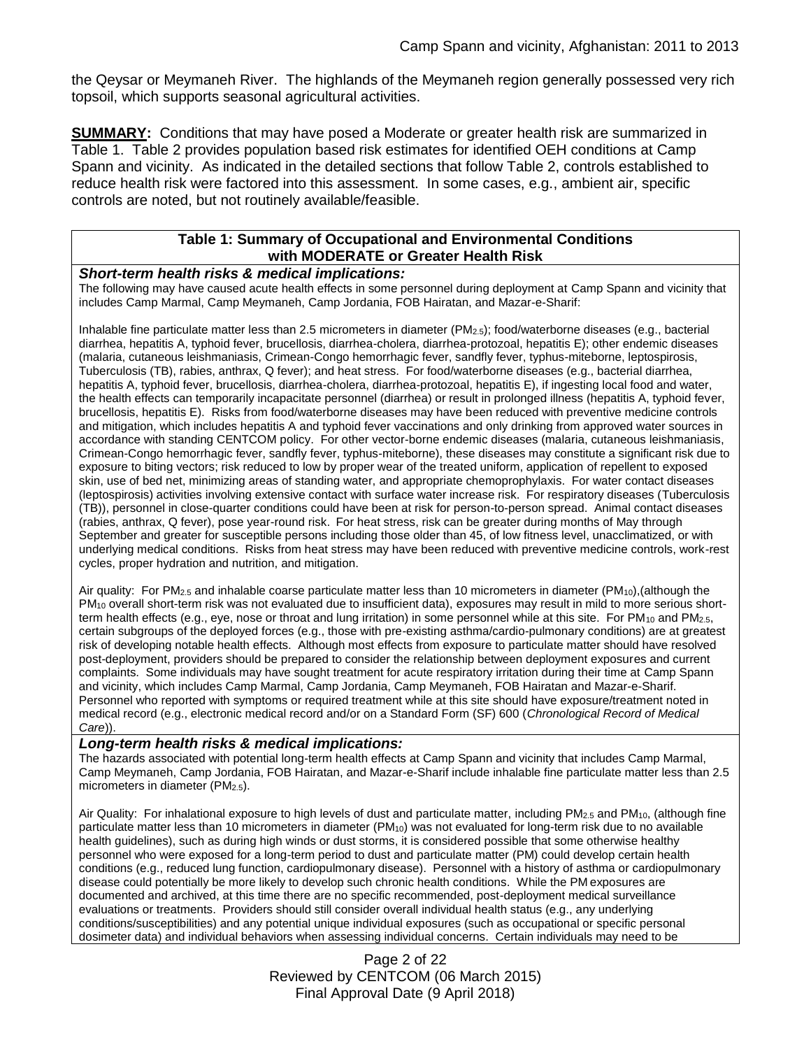the Qeysar or Meymaneh River. The highlands of the Meymaneh region generally possessed very rich topsoil, which supports seasonal agricultural activities.

**SUMMARY:** Conditions that may have posed a Moderate or greater health risk are summarized in Table 1. Table 2 provides population based risk estimates for identified OEH conditions at Camp Spann and vicinity. As indicated in the detailed sections that follow Table 2, controls established to reduce health risk were factored into this assessment. In some cases, e.g., ambient air, specific controls are noted, but not routinely available/feasible.

| **Table 1: Summary of Occupational and Environmental Conditions with MODERATE or Greater Health Risk** |
|---|
| ***Short-term health risks & medical implications:***<br>The following may have caused acute health effects in some personnel during deployment at Camp Spann and vicinity that includes Camp Marmal, Camp Meymaneh, Camp Jordania, FOB Hairatan, and Mazar-e-Sharif:<br><br>Inhalable fine particulate matter less than 2.5 micrometers in diameter ($PM_{2.5}$); food/waterborne diseases (e.g., bacterial diarrhea, hepatitis A, typhoid fever, brucellosis, diarrhea-cholera, diarrhea-protozoal, hepatitis E); other endemic diseases (malaria, cutaneous leishmaniasis, Crimean-Congo hemorrhagic fever, sandfly fever, typhus-miteborne, leptospirosis, Tuberculosis (TB), rabies, anthrax, Q fever); and heat stress. For food/waterborne diseases (e.g., bacterial diarrhea, hepatitis A, typhoid fever, brucellosis, diarrhea-cholera, diarrhea-protozoal, hepatitis E), if ingesting local food and water, the health effects can temporarily incapacitate personnel (diarrhea) or result in prolonged illness (hepatitis A, typhoid fever, brucellosis, hepatitis E). Risks from food/waterborne diseases may have been reduced with preventive medicine controls and mitigation, which includes hepatitis A and typhoid fever vaccinations and only drinking from approved water sources in accordance with standing CENTCOM policy. For other vector-borne endemic diseases (malaria, cutaneous leishmaniasis, Crimean-Congo hemorrhagic fever, sandfly fever, typhus-miteborne), these diseases may constitute a significant risk due to exposure to biting vectors; risk reduced to low by proper wear of the treated uniform, application of repellent to exposed skin, use of bed net, minimizing areas of standing water, and appropriate chemoprophylaxis. For water contact diseases (leptospirosis) activities involving extensive contact with surface water increase risk. For respiratory diseases (Tuberculosis (TB)), personnel in close-quarter conditions could have been at risk for person-to-person spread. Animal contact diseases (rabies, anthrax, Q fever), pose year-round risk. For heat stress, risk can be greater during months of May through September and greater for susceptible persons including those older than 45, of low fitness level, unacclimatized, or with underlying medical conditions. Risks from heat stress may have been reduced with preventive medicine controls, work-rest cycles, proper hydration and nutrition, and mitigation.<br><br>Air quality: For $PM_{2.5}$ and inhalable coarse particulate matter less than 10 micrometers in diameter ($PM_{10}$),(although the $PM_{10}$ overall short-term risk was not evaluated due to insufficient data), exposures may result in mild to more serious short-term health effects (e.g., eye, nose or throat and lung irritation) in some personnel while at this site. For $PM_{10}$ and $PM_{2.5}$, certain subgroups of the deployed forces (e.g., those with pre-existing asthma/cardio-pulmonary conditions) are at greatest risk of developing notable health effects. Although most effects from exposure to particulate matter should have resolved post-deployment, providers should be prepared to consider the relationship between deployment exposures and current complaints. Some individuals may have sought treatment for acute respiratory irritation during their time at Camp Spann and vicinity, which includes Camp Marmal, Camp Jordania, Camp Meymaneh, FOB Hairatan and Mazar-e-Sharif. Personnel who reported with symptoms or required treatment while at this site should have exposure/treatment noted in medical record (e.g., electronic medical record and/or on a Standard Form (SF) 600 (*Chronological Record of Medical Care*)). |
| ***Long-term health risks & medical implications:***<br>The hazards associated with potential long-term health effects at Camp Spann and vicinity that includes Camp Marmal, Camp Meymaneh, Camp Jordania, FOB Hairatan, and Mazar-e-Sharif include inhalable fine particulate matter less than 2.5 micrometers in diameter ($PM_{2.5}$).<br><br>Air Quality: For inhalational exposure to high levels of dust and particulate matter, including $PM_{2.5}$ and $PM_{10}$, (although fine particulate matter less than 10 micrometers in diameter ($PM_{10}$) was not evaluated for long-term risk due to no available health guidelines), such as during high winds or dust storms, it is considered possible that some otherwise healthy personnel who were exposed for a long-term period to dust and particulate matter (PM) could develop certain health conditions (e.g., reduced lung function, cardiopulmonary disease). Personnel with a history of asthma or cardiopulmonary disease could potentially be more likely to develop such chronic health conditions. While the PM exposures are documented and archived, at this time there are no specific recommended, post-deployment medical surveillance evaluations or treatments. Providers should still consider overall individual health status (e.g., any underlying conditions/susceptibilities) and any potential unique individual exposures (such as occupational or specific personal dosimeter data) and individual behaviors when assessing individual concerns. Certain individuals may need to be |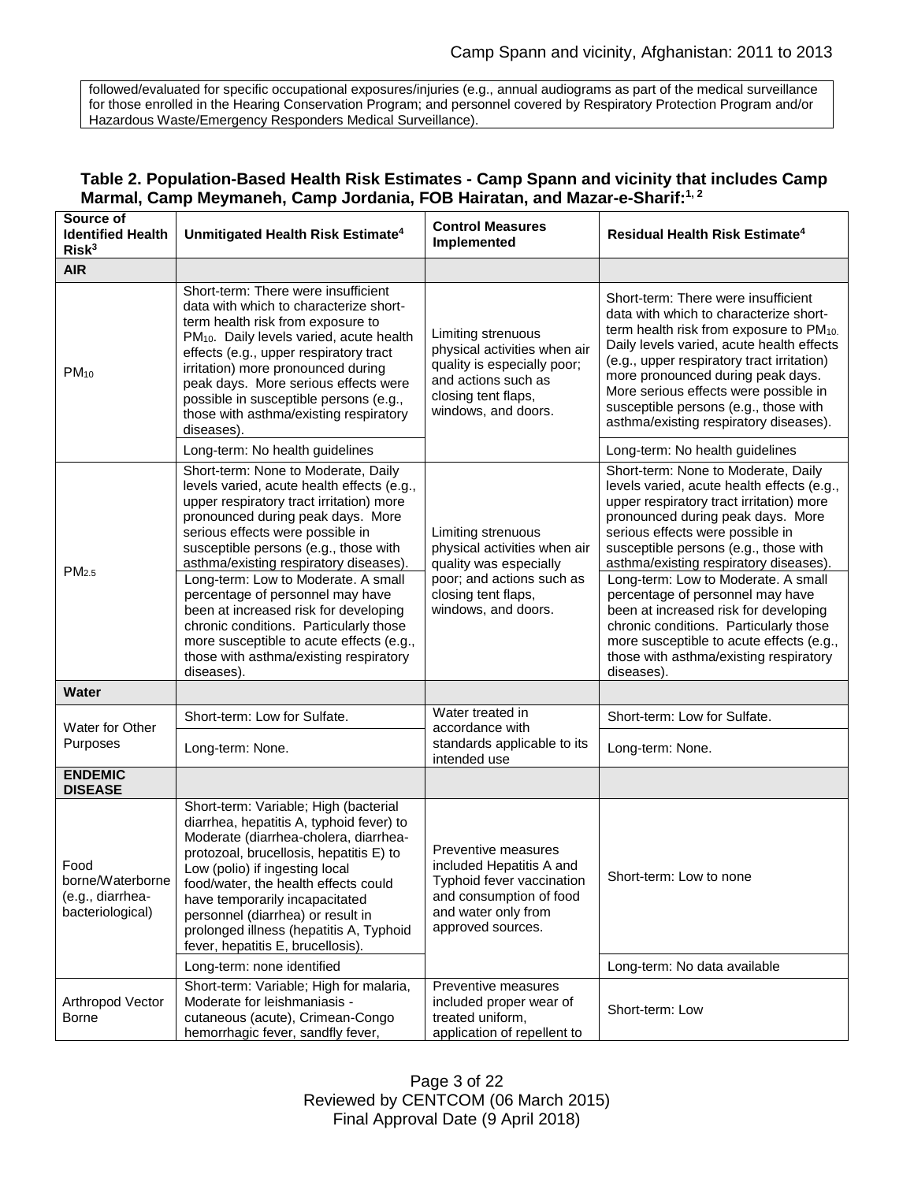followed/evaluated for specific occupational exposures/injuries (e.g., annual audiograms as part of the medical surveillance for those enrolled in the Hearing Conservation Program; and personnel covered by Respiratory Protection Program and/or Hazardous Waste/Emergency Responders Medical Surveillance).

**Table 2. Population-Based Health Risk Estimates - Camp Spann and vicinity that includes Camp Marmal, Camp Meymaneh, Camp Jordania, FOB Hairatan, and Mazar-e-Sharif:[1, 2]**

| Source of Identified Health Risk[3] | Unmitigated Health Risk Estimate[4] | Control Measures Implemented | Residual Health Risk Estimate[4] |
|---|---|---|---|
| **AIR** | | | |
| $PM_{10}$ | Short-term: There were insufficient data with which to characterize short-term health risk from exposure to $PM_{10}$. Daily levels varied, acute health effects (e.g., upper respiratory tract irritation) more pronounced during peak days. More serious effects were possible in susceptible persons (e.g., those with asthma/existing respiratory diseases). | Limiting strenuous physical activities when air quality is especially poor; and actions such as closing tent flaps, windows, and doors. | Short-term: There were insufficient data with which to characterize short-term health risk from exposure to $PM_{10}$. Daily levels varied, acute health effects (e.g., upper respiratory tract irritation) more pronounced during peak days. More serious effects were possible in susceptible persons (e.g., those with asthma/existing respiratory diseases). |
| | Long-term: No health guidelines | | Long-term: No health guidelines |
| $PM_{2.5}$ | Short-term: None to Moderate, Daily levels varied, acute health effects (e.g., upper respiratory tract irritation) more pronounced during peak days. More serious effects were possible in susceptible persons (e.g., those with asthma/existing respiratory diseases). | Limiting strenuous physical activities when air quality was especially poor; and actions such as closing tent flaps, windows, and doors. | Short-term: None to Moderate, Daily levels varied, acute health effects (e.g., upper respiratory tract irritation) more pronounced during peak days. More serious effects were possible in susceptible persons (e.g., those with asthma/existing respiratory diseases). |
| | Long-term: Low to Moderate. A small percentage of personnel may have been at increased risk for developing chronic conditions. Particularly those more susceptible to acute effects (e.g., those with asthma/existing respiratory diseases). | | Long-term: Low to Moderate. A small percentage of personnel may have been at increased risk for developing chronic conditions. Particularly those more susceptible to acute effects (e.g., those with asthma/existing respiratory diseases). |
| **Water** | | | |
| Water for Other Purposes | Short-term: Low for Sulfate. | Water treated in accordance with standards applicable to its intended use | Short-term: Low for Sulfate. |
| | Long-term: None. | | Long-term: None. |
| **ENDEMIC DISEASE** | | | |
| Food borne/Waterborne (e.g., diarrhea-bacteriological) | Short-term: Variable; High (bacterial diarrhea, hepatitis A, typhoid fever) to Moderate (diarrhea-cholera, diarrhea-protozoal, brucellosis, hepatitis E) to Low (polio) if ingesting local food/water, the health effects could have temporarily incapacitated personnel (diarrhea) or result in prolonged illness (hepatitis A, Typhoid fever, hepatitis E, brucellosis). | Preventive measures included Hepatitis A and Typhoid fever vaccination and consumption of food and water only from approved sources. | Short-term: Low to none |
| | Long-term: none identified | | Long-term: No data available |
| Arthropod Vector Borne | Short-term: Variable; High for malaria, Moderate for leishmaniasis - cutaneous (acute), Crimean-Congo hemorrhagic fever, sandfly fever, | Preventive measures included proper wear of treated uniform, application of repellent to | Short-term: Low |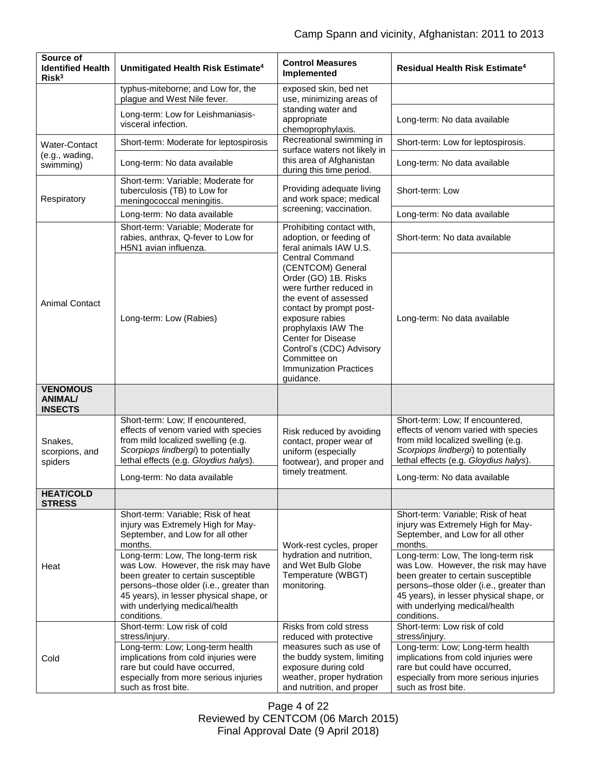| Source of Identified Health Risk[3] | Unmitigated Health Risk Estimate[4] | Control Measures Implemented | Residual Health Risk Estimate[4] |
|---|---|---|---|
| | typhus-miteborne; and Low for, the plague and West Nile fever. | exposed skin, bed net use, minimizing areas of standing water and appropriate chemoprophylaxis. | |
| | Long-term: Low for Leishmaniasis-visceral infection. | | Long-term: No data available |
| Water-Contact (e.g., wading, swimming) | Short-term: Moderate for leptospirosis | Recreational swimming in surface waters not likely in this area of Afghanistan during this time period. | Short-term: Low for leptospirosis. |
| | Long-term: No data available | | Long-term: No data available |
| Respiratory | Short-term: Variable; Moderate for tuberculosis (TB) to Low for meningococcal meningitis. | Providing adequate living and work space; medical screening; vaccination. | Short-term: Low |
| | Long-term: No data available | | Long-term: No data available |
| Animal Contact | Short-term: Variable; Moderate for rabies, anthrax, Q-fever to Low for H5N1 avian influenza. | Prohibiting contact with, adoption, or feeding of feral animals IAW U.S. Central Command (CENTCOM) General Order (GO) 1B. Risks were further reduced in the event of assessed contact by prompt post-exposure rabies prophylaxis IAW The Center for Disease Control's (CDC) Advisory Committee on Immunization Practices guidance. | Short-term: No data available |
| | Long-term: Low (Rabies) | | Long-term: No data available |
| **VENOMOUS ANIMAL/ INSECTS** | | | |
| Snakes, scorpions, and spiders | Short-term: Low; If encountered, effects of venom varied with species from mild localized swelling (e.g. *Scorpiops lindbergi*) to potentially lethal effects (e.g. *Gloydius halys*). | Risk reduced by avoiding contact, proper wear of uniform (especially footwear), and proper and timely treatment. | Short-term: Low; If encountered, effects of venom varied with species from mild localized swelling (e.g. *Scorpiops lindbergi*) to potentially lethal effects (e.g. *Gloydius halys*). |
| | Long-term: No data available | | Long-term: No data available |
| **HEAT/COLD STRESS** | | | |
| Heat | Short-term: Variable; Risk of heat injury was Extremely High for May-September, and Low for all other months. | Work-rest cycles, proper hydration and nutrition, and Wet Bulb Globe Temperature (WBGT) monitoring. | Short-term: Variable; Risk of heat injury was Extremely High for May-September, and Low for all other months. |
| | Long-term: Low, The long-term risk was Low. However, the risk may have been greater to certain susceptible persons–those older (i.e., greater than 45 years), in lesser physical shape, or with underlying medical/health conditions. | | Long-term: Low, The long-term risk was Low. However, the risk may have been greater to certain susceptible persons–those older (i.e., greater than 45 years), in lesser physical shape, or with underlying medical/health conditions. |
| Cold | Short-term: Low risk of cold stress/injury. | Risks from cold stress reduced with protective measures such as use of the buddy system, limiting exposure during cold weather, proper hydration and nutrition, and proper | Short-term: Low risk of cold stress/injury. |
| | Long-term: Low; Long-term health implications from cold injuries were rare but could have occurred, especially from more serious injuries such as frost bite. | | Long-term: Low; Long-term health implications from cold injuries were rare but could have occurred, especially from more serious injuries such as frost bite. |

Reviewed by CENTCOM (06 March 2015)
Final Approval Date (9 April 2018)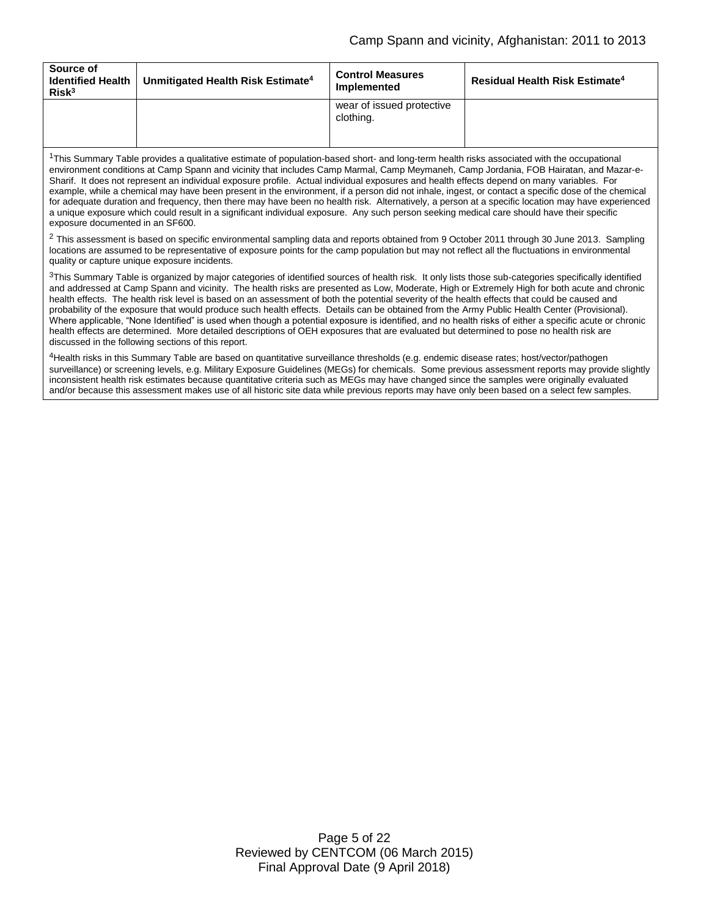| Source of Identified Health Risk[3] | Unmitigated Health Risk Estimate[4] | Control Measures Implemented | Residual Health Risk Estimate[4] |
|---|---|---|---|
| | | wear of issued protective clothing. | |

[1]This Summary Table provides a qualitative estimate of population-based short- and long-term health risks associated with the occupational environment conditions at Camp Spann and vicinity that includes Camp Marmal, Camp Meymaneh, Camp Jordania, FOB Hairatan, and Mazar-e-Sharif. It does not represent an individual exposure profile. Actual individual exposures and health effects depend on many variables. For example, while a chemical may have been present in the environment, if a person did not inhale, ingest, or contact a specific dose of the chemical for adequate duration and frequency, then there may have been no health risk. Alternatively, a person at a specific location may have experienced a unique exposure which could result in a significant individual exposure. Any such person seeking medical care should have their specific exposure documented in an SF600.

[2] This assessment is based on specific environmental sampling data and reports obtained from 9 October 2011 through 30 June 2013. Sampling locations are assumed to be representative of exposure points for the camp population but may not reflect all the fluctuations in environmental quality or capture unique exposure incidents.

[3]This Summary Table is organized by major categories of identified sources of health risk. It only lists those sub-categories specifically identified and addressed at Camp Spann and vicinity. The health risks are presented as Low, Moderate, High or Extremely High for both acute and chronic health effects. The health risk level is based on an assessment of both the potential severity of the health effects that could be caused and probability of the exposure that would produce such health effects. Details can be obtained from the Army Public Health Center (Provisional). Where applicable, "None Identified" is used when though a potential exposure is identified, and no health risks of either a specific acute or chronic health effects are determined. More detailed descriptions of OEH exposures that are evaluated but determined to pose no health risk are discussed in the following sections of this report.

[4]Health risks in this Summary Table are based on quantitative surveillance thresholds (e.g. endemic disease rates; host/vector/pathogen surveillance) or screening levels, e.g. Military Exposure Guidelines (MEGs) for chemicals. Some previous assessment reports may provide slightly inconsistent health risk estimates because quantitative criteria such as MEGs may have changed since the samples were originally evaluated and/or because this assessment makes use of all historic site data while previous reports may have only been based on a select few samples.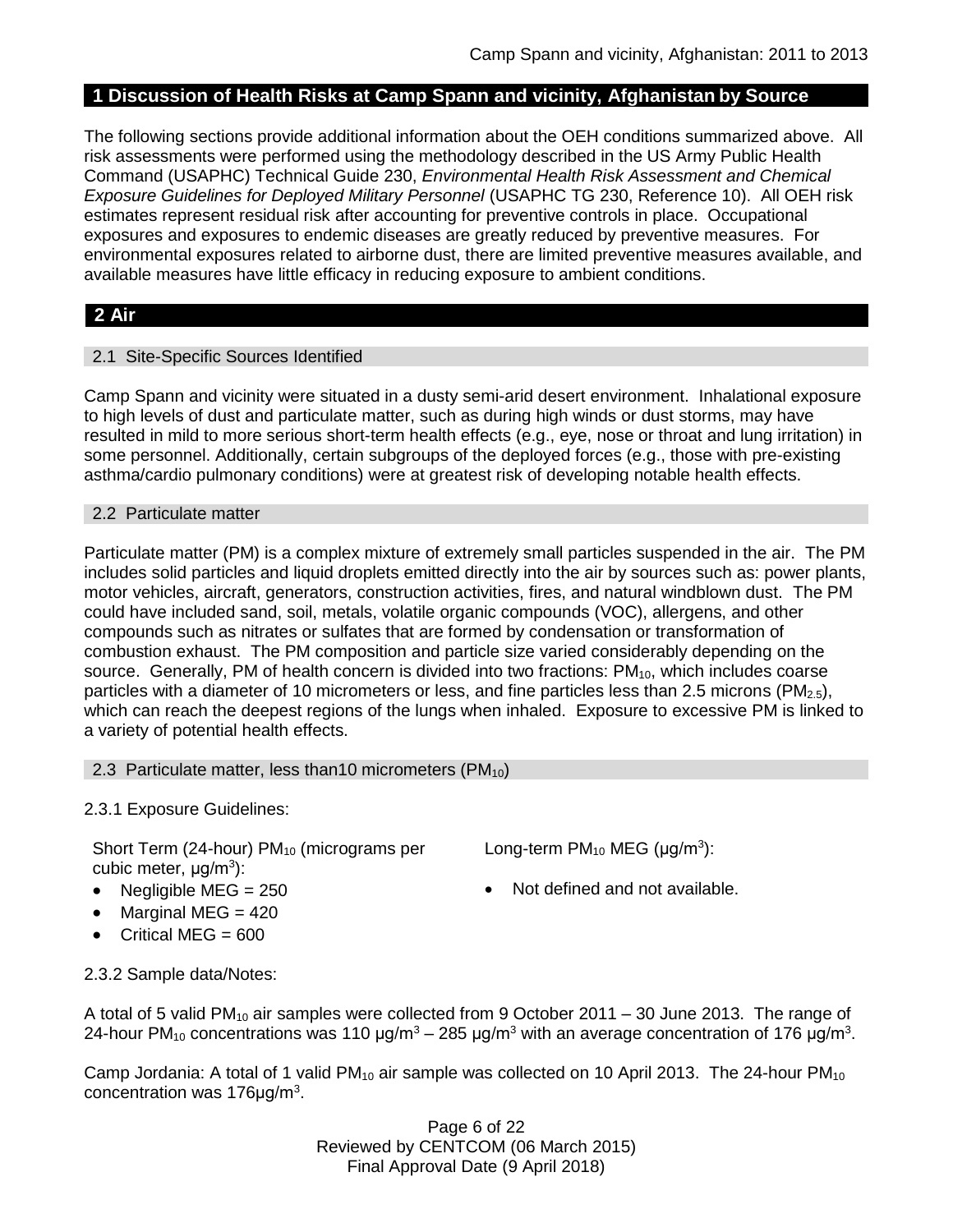## 1 Discussion of Health Risks at Camp Spann and vicinity, Afghanistan by Source

The following sections provide additional information about the OEH conditions summarized above. All risk assessments were performed using the methodology described in the US Army Public Health Command (USAPHC) Technical Guide 230, *Environmental Health Risk Assessment and Chemical Exposure Guidelines for Deployed Military Personnel* (USAPHC TG 230, Reference 10). All OEH risk estimates represent residual risk after accounting for preventive controls in place. Occupational exposures and exposures to endemic diseases are greatly reduced by preventive measures. For environmental exposures related to airborne dust, there are limited preventive measures available, and available measures have little efficacy in reducing exposure to ambient conditions.

## 2 Air

### 2.1 Site-Specific Sources Identified

Camp Spann and vicinity were situated in a dusty semi-arid desert environment. Inhalational exposure to high levels of dust and particulate matter, such as during high winds or dust storms, may have resulted in mild to more serious short-term health effects (e.g., eye, nose or throat and lung irritation) in some personnel. Additionally, certain subgroups of the deployed forces (e.g., those with pre-existing asthma/cardio pulmonary conditions) were at greatest risk of developing notable health effects.

### 2.2 Particulate matter

Particulate matter (PM) is a complex mixture of extremely small particles suspended in the air. The PM includes solid particles and liquid droplets emitted directly into the air by sources such as: power plants, motor vehicles, aircraft, generators, construction activities, fires, and natural windblown dust. The PM could have included sand, soil, metals, volatile organic compounds (VOC), allergens, and other compounds such as nitrates or sulfates that are formed by condensation or transformation of combustion exhaust. The PM composition and particle size varied considerably depending on the source. Generally, PM of health concern is divided into two fractions: $PM_{10}$, which includes coarse particles with a diameter of 10 micrometers or less, and fine particles less than 2.5 microns ($PM_{2.5}$), which can reach the deepest regions of the lungs when inhaled. Exposure to excessive PM is linked to a variety of potential health effects.

### 2.3 Particulate matter, less than10 micrometers ($PM_{10}$)

2.3.1 Exposure Guidelines:

Short Term (24-hour) $PM_{10}$ (micrograms per cubic meter, $\mu g/m^3$):

- Negligible MEG = 250
- Marginal MEG = 420
- Critical MEG = 600

Long-term $PM_{10}$ MEG ($\mu g/m^3$):

- Not defined and not available.

2.3.2 Sample data/Notes:

A total of 5 valid $PM_{10}$ air samples were collected from 9 October 2011 – 30 June 2013. The range of 24-hour $PM_{10}$ concentrations was 110 $\mu g/m^3$ – 285 $\mu g/m^3$ with an average concentration of 176 $\mu g/m^3$.

Camp Jordania: A total of 1 valid $PM_{10}$ air sample was collected on 10 April 2013. The 24-hour $PM_{10}$ concentration was 176$\mu g/m^3$.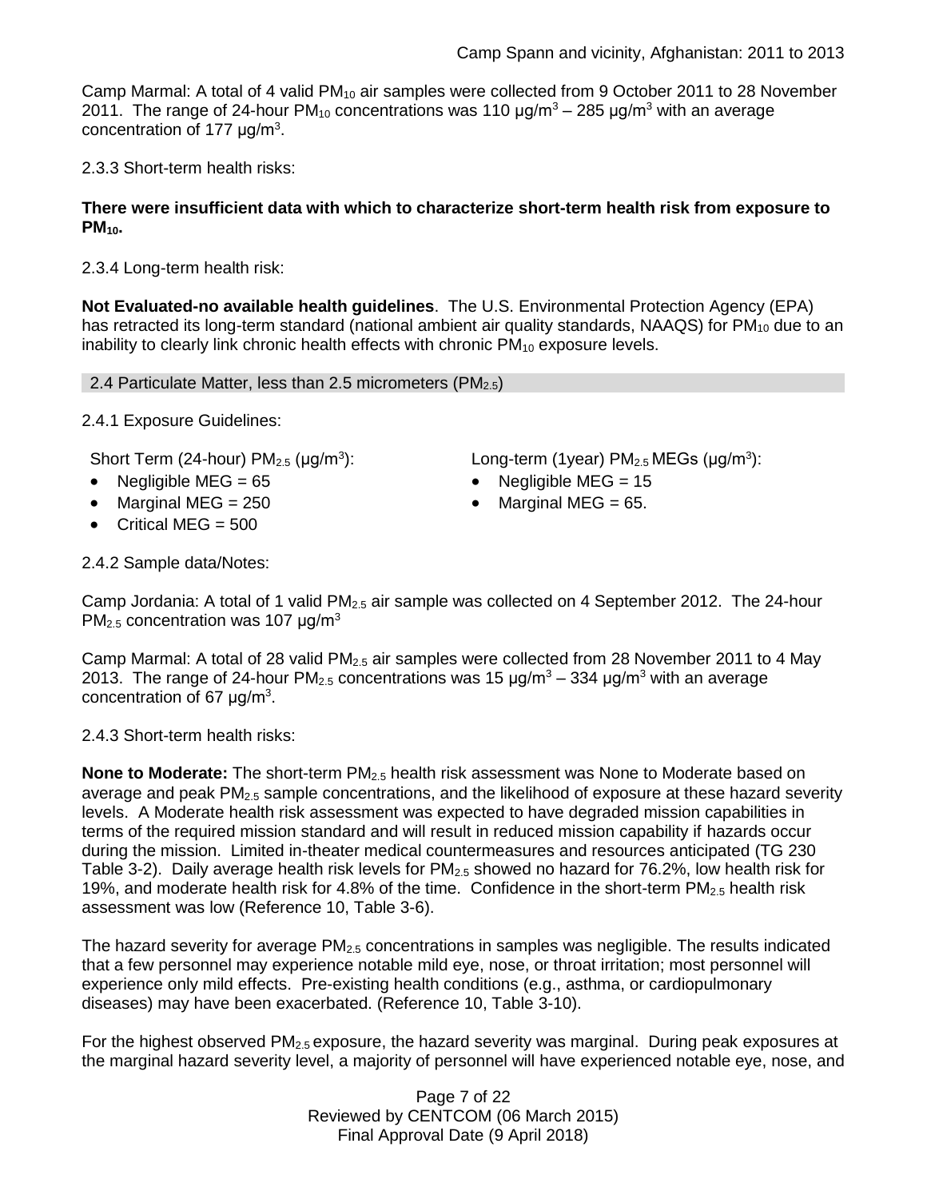Camp Marmal: A total of 4 valid $PM_{10}$ air samples were collected from 9 October 2011 to 28 November 2011. The range of 24-hour $PM_{10}$ concentrations was 110 µg/$m^3$ – 285 µg/$m^3$ with an average concentration of 177 µg/$m^3$.

2.3.3 Short-term health risks:

**There were insufficient data with which to characterize short-term health risk from exposure to $PM_{10}$.**

2.3.4 Long-term health risk:

**Not Evaluated-no available health guidelines**. The U.S. Environmental Protection Agency (EPA) has retracted its long-term standard (national ambient air quality standards, NAAQS) for $PM_{10}$ due to an inability to clearly link chronic health effects with chronic $PM_{10}$ exposure levels.

## 2.4 Particulate Matter, less than 2.5 micrometers ($PM_{2.5}$)

2.4.1 Exposure Guidelines:

Short Term (24-hour) $PM_{2.5}$ (µg/$m^3$):

- Negligible MEG = 65
- Marginal MEG = 250
- Critical MEG = 500

Long-term (1year) $PM_{2.5}$ MEGs (µg/$m^3$):

- Negligible MEG = 15
- Marginal MEG = 65.

2.4.2 Sample data/Notes:

Camp Jordania: A total of 1 valid $PM_{2.5}$ air sample was collected on 4 September 2012. The 24-hour $PM_{2.5}$ concentration was 107 µg/$m^3$

Camp Marmal: A total of 28 valid $PM_{2.5}$ air samples were collected from 28 November 2011 to 4 May 2013. The range of 24-hour $PM_{2.5}$ concentrations was 15 µg/$m^3$ – 334 µg/$m^3$ with an average concentration of 67 µg/$m^3$.

2.4.3 Short-term health risks:

**None to Moderate:** The short-term $PM_{2.5}$ health risk assessment was None to Moderate based on average and peak $PM_{2.5}$ sample concentrations, and the likelihood of exposure at these hazard severity levels. A Moderate health risk assessment was expected to have degraded mission capabilities in terms of the required mission standard and will result in reduced mission capability if hazards occur during the mission. Limited in-theater medical countermeasures and resources anticipated (TG 230 Table 3-2). Daily average health risk levels for $PM_{2.5}$ showed no hazard for 76.2%, low health risk for 19%, and moderate health risk for 4.8% of the time. Confidence in the short-term $PM_{2.5}$ health risk assessment was low (Reference 10, Table 3-6).

The hazard severity for average $PM_{2.5}$ concentrations in samples was negligible. The results indicated that a few personnel may experience notable mild eye, nose, or throat irritation; most personnel will experience only mild effects. Pre-existing health conditions (e.g., asthma, or cardiopulmonary diseases) may have been exacerbated. (Reference 10, Table 3-10).

For the highest observed $PM_{2.5}$ exposure, the hazard severity was marginal. During peak exposures at the marginal hazard severity level, a majority of personnel will have experienced notable eye, nose, and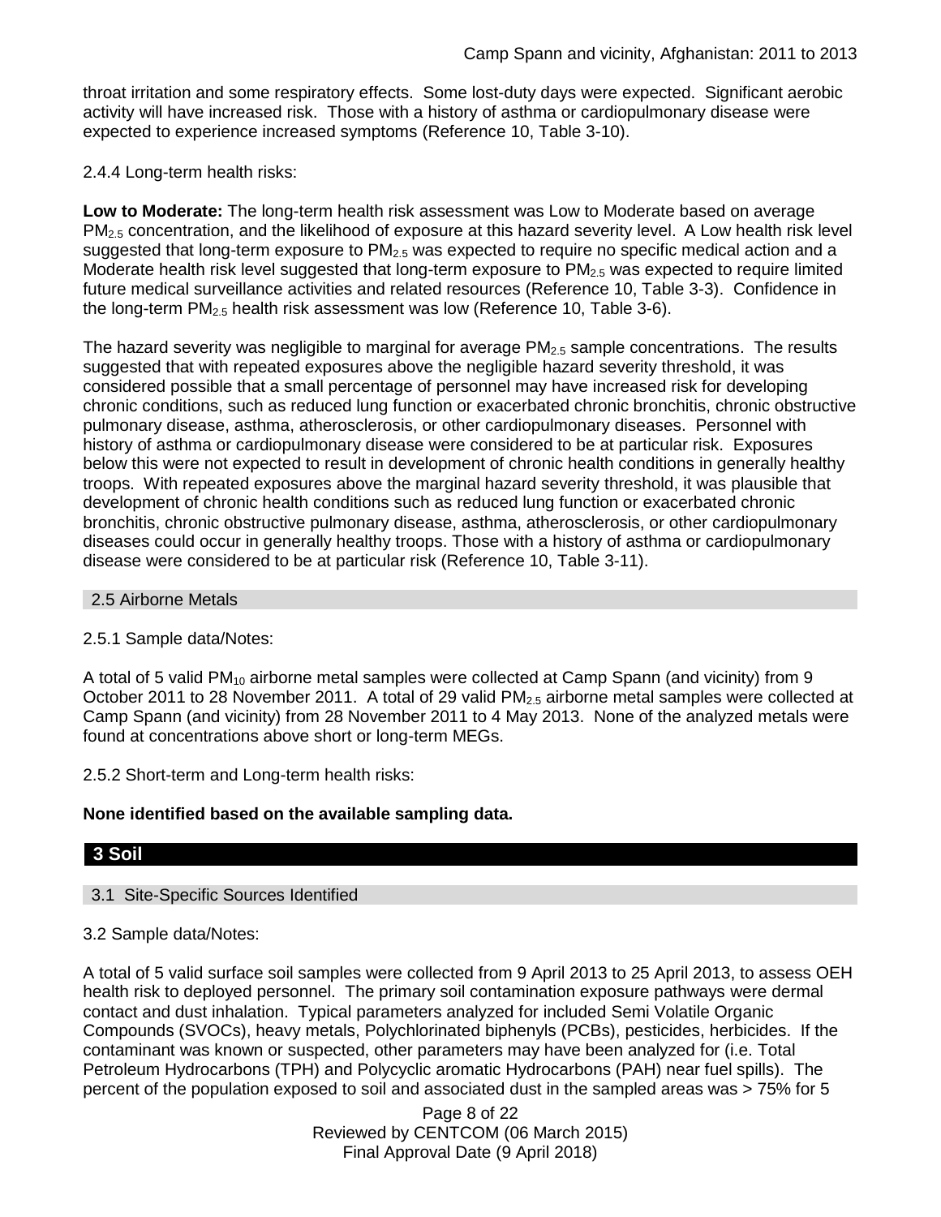throat irritation and some respiratory effects. Some lost-duty days were expected. Significant aerobic activity will have increased risk. Those with a history of asthma or cardiopulmonary disease were expected to experience increased symptoms (Reference 10, Table 3-10).

2.4.4 Long-term health risks:

**Low to Moderate:** The long-term health risk assessment was Low to Moderate based on average $PM_{2.5}$ concentration, and the likelihood of exposure at this hazard severity level. A Low health risk level suggested that long-term exposure to $PM_{2.5}$ was expected to require no specific medical action and a Moderate health risk level suggested that long-term exposure to $PM_{2.5}$ was expected to require limited future medical surveillance activities and related resources (Reference 10, Table 3-3). Confidence in the long-term $PM_{2.5}$ health risk assessment was low (Reference 10, Table 3-6).

The hazard severity was negligible to marginal for average $PM_{2.5}$ sample concentrations. The results suggested that with repeated exposures above the negligible hazard severity threshold, it was considered possible that a small percentage of personnel may have increased risk for developing chronic conditions, such as reduced lung function or exacerbated chronic bronchitis, chronic obstructive pulmonary disease, asthma, atherosclerosis, or other cardiopulmonary diseases. Personnel with history of asthma or cardiopulmonary disease were considered to be at particular risk. Exposures below this were not expected to result in development of chronic health conditions in generally healthy troops. With repeated exposures above the marginal hazard severity threshold, it was plausible that development of chronic health conditions such as reduced lung function or exacerbated chronic bronchitis, chronic obstructive pulmonary disease, asthma, atherosclerosis, or other cardiopulmonary diseases could occur in generally healthy troops. Those with a history of asthma or cardiopulmonary disease were considered to be at particular risk (Reference 10, Table 3-11).

### 2.5 Airborne Metals

2.5.1 Sample data/Notes:

A total of 5 valid $PM_{10}$ airborne metal samples were collected at Camp Spann (and vicinity) from 9 October 2011 to 28 November 2011. A total of 29 valid $PM_{2.5}$ airborne metal samples were collected at Camp Spann (and vicinity) from 28 November 2011 to 4 May 2013. None of the analyzed metals were found at concentrations above short or long-term MEGs.

2.5.2 Short-term and Long-term health risks:

**None identified based on the available sampling data.**

## 3 Soil

### 3.1 Site-Specific Sources Identified

3.2 Sample data/Notes:

A total of 5 valid surface soil samples were collected from 9 April 2013 to 25 April 2013, to assess OEH health risk to deployed personnel. The primary soil contamination exposure pathways were dermal contact and dust inhalation. Typical parameters analyzed for included Semi Volatile Organic Compounds (SVOCs), heavy metals, Polychlorinated biphenyls (PCBs), pesticides, herbicides. If the contaminant was known or suspected, other parameters may have been analyzed for (i.e. Total Petroleum Hydrocarbons (TPH) and Polycyclic aromatic Hydrocarbons (PAH) near fuel spills). The percent of the population exposed to soil and associated dust in the sampled areas was > 75% for 5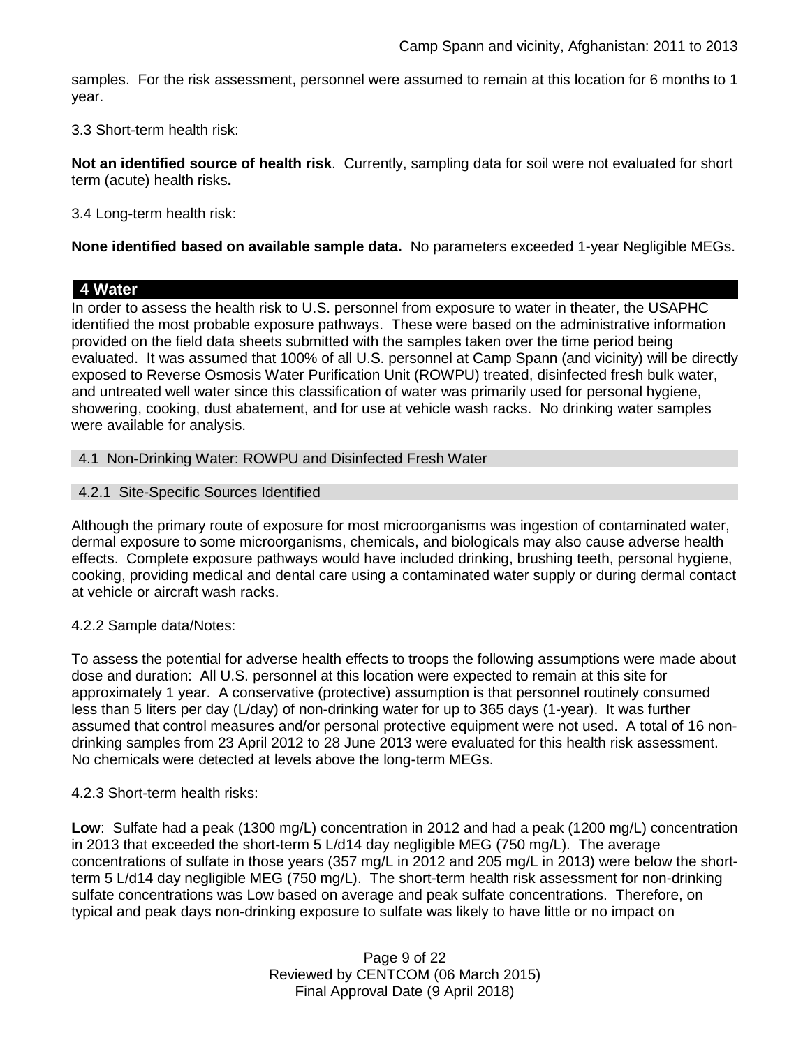samples. For the risk assessment, personnel were assumed to remain at this location for 6 months to 1 year.

3.3 Short-term health risk:

**Not an identified source of health risk**. Currently, sampling data for soil were not evaluated for short term (acute) health risks**.**

3.4 Long-term health risk:

**None identified based on available sample data.** No parameters exceeded 1-year Negligible MEGs.

## 4 Water

In order to assess the health risk to U.S. personnel from exposure to water in theater, the USAPHC identified the most probable exposure pathways. These were based on the administrative information provided on the field data sheets submitted with the samples taken over the time period being evaluated. It was assumed that 100% of all U.S. personnel at Camp Spann (and vicinity) will be directly exposed to Reverse Osmosis Water Purification Unit (ROWPU) treated, disinfected fresh bulk water, and untreated well water since this classification of water was primarily used for personal hygiene, showering, cooking, dust abatement, and for use at vehicle wash racks. No drinking water samples were available for analysis.

### 4.1 Non-Drinking Water: ROWPU and Disinfected Fresh Water

### 4.2.1 Site-Specific Sources Identified

Although the primary route of exposure for most microorganisms was ingestion of contaminated water, dermal exposure to some microorganisms, chemicals, and biologicals may also cause adverse health effects. Complete exposure pathways would have included drinking, brushing teeth, personal hygiene, cooking, providing medical and dental care using a contaminated water supply or during dermal contact at vehicle or aircraft wash racks.

4.2.2 Sample data/Notes:

To assess the potential for adverse health effects to troops the following assumptions were made about dose and duration: All U.S. personnel at this location were expected to remain at this site for approximately 1 year. A conservative (protective) assumption is that personnel routinely consumed less than 5 liters per day (L/day) of non-drinking water for up to 365 days (1-year). It was further assumed that control measures and/or personal protective equipment were not used. A total of 16 non-drinking samples from 23 April 2012 to 28 June 2013 were evaluated for this health risk assessment. No chemicals were detected at levels above the long-term MEGs.

4.2.3 Short-term health risks:

**Low**: Sulfate had a peak (1300 mg/L) concentration in 2012 and had a peak (1200 mg/L) concentration in 2013 that exceeded the short-term 5 L/d14 day negligible MEG (750 mg/L). The average concentrations of sulfate in those years (357 mg/L in 2012 and 205 mg/L in 2013) were below the short-term 5 L/d14 day negligible MEG (750 mg/L). The short-term health risk assessment for non-drinking sulfate concentrations was Low based on average and peak sulfate concentrations. Therefore, on typical and peak days non-drinking exposure to sulfate was likely to have little or no impact on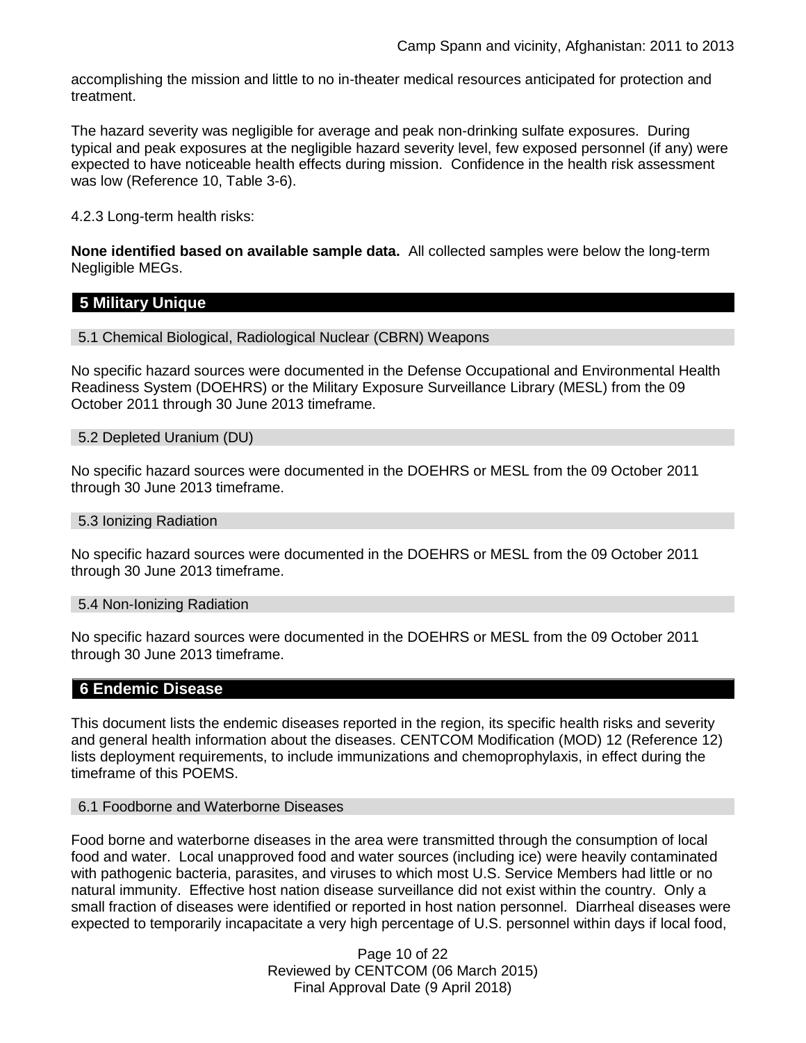accomplishing the mission and little to no in-theater medical resources anticipated for protection and treatment.

The hazard severity was negligible for average and peak non-drinking sulfate exposures. During typical and peak exposures at the negligible hazard severity level, few exposed personnel (if any) were expected to have noticeable health effects during mission. Confidence in the health risk assessment was low (Reference 10, Table 3-6).

4.2.3 Long-term health risks:

**None identified based on available sample data.** All collected samples were below the long-term Negligible MEGs.

## 5 Military Unique

### 5.1 Chemical Biological, Radiological Nuclear (CBRN) Weapons

No specific hazard sources were documented in the Defense Occupational and Environmental Health Readiness System (DOEHRS) or the Military Exposure Surveillance Library (MESL) from the 09 October 2011 through 30 June 2013 timeframe.

### 5.2 Depleted Uranium (DU)

No specific hazard sources were documented in the DOEHRS or MESL from the 09 October 2011 through 30 June 2013 timeframe.

### 5.3 Ionizing Radiation

No specific hazard sources were documented in the DOEHRS or MESL from the 09 October 2011 through 30 June 2013 timeframe.

### 5.4 Non-Ionizing Radiation

No specific hazard sources were documented in the DOEHRS or MESL from the 09 October 2011 through 30 June 2013 timeframe.

## 6 Endemic Disease

This document lists the endemic diseases reported in the region, its specific health risks and severity and general health information about the diseases. CENTCOM Modification (MOD) 12 (Reference 12) lists deployment requirements, to include immunizations and chemoprophylaxis, in effect during the timeframe of this POEMS.

### 6.1 Foodborne and Waterborne Diseases

Food borne and waterborne diseases in the area were transmitted through the consumption of local food and water. Local unapproved food and water sources (including ice) were heavily contaminated with pathogenic bacteria, parasites, and viruses to which most U.S. Service Members had little or no natural immunity. Effective host nation disease surveillance did not exist within the country. Only a small fraction of diseases were identified or reported in host nation personnel. Diarrheal diseases were expected to temporarily incapacitate a very high percentage of U.S. personnel within days if local food,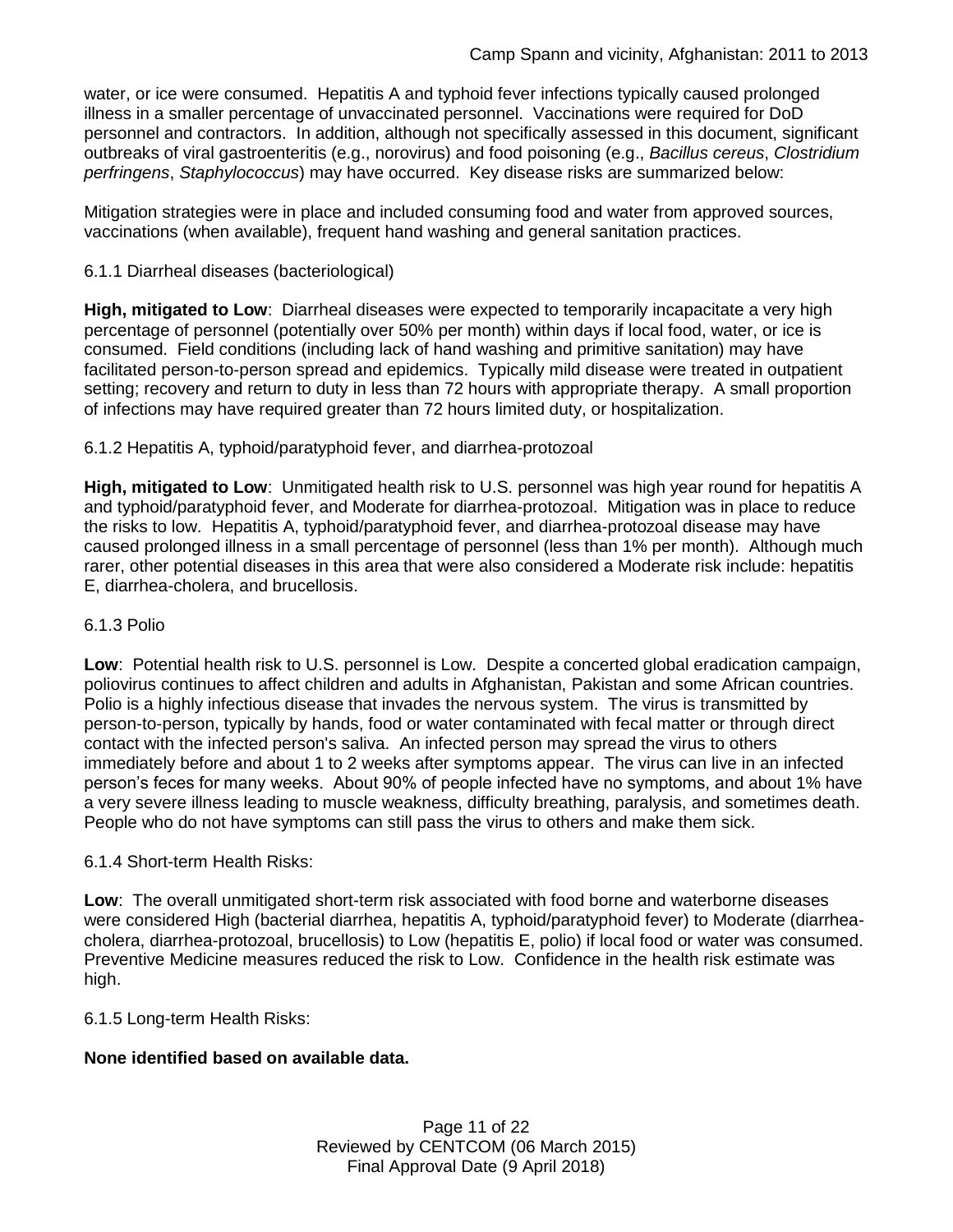water, or ice were consumed. Hepatitis A and typhoid fever infections typically caused prolonged illness in a smaller percentage of unvaccinated personnel. Vaccinations were required for DoD personnel and contractors. In addition, although not specifically assessed in this document, significant outbreaks of viral gastroenteritis (e.g., norovirus) and food poisoning (e.g., *Bacillus cereus*, *Clostridium perfringens*, *Staphylococcus*) may have occurred. Key disease risks are summarized below:

Mitigation strategies were in place and included consuming food and water from approved sources, vaccinations (when available), frequent hand washing and general sanitation practices.

6.1.1 Diarrheal diseases (bacteriological)

**High, mitigated to Low**: Diarrheal diseases were expected to temporarily incapacitate a very high percentage of personnel (potentially over 50% per month) within days if local food, water, or ice is consumed. Field conditions (including lack of hand washing and primitive sanitation) may have facilitated person-to-person spread and epidemics. Typically mild disease were treated in outpatient setting; recovery and return to duty in less than 72 hours with appropriate therapy. A small proportion of infections may have required greater than 72 hours limited duty, or hospitalization.

6.1.2 Hepatitis A, typhoid/paratyphoid fever, and diarrhea-protozoal

**High, mitigated to Low**: Unmitigated health risk to U.S. personnel was high year round for hepatitis A and typhoid/paratyphoid fever, and Moderate for diarrhea-protozoal. Mitigation was in place to reduce the risks to low. Hepatitis A, typhoid/paratyphoid fever, and diarrhea-protozoal disease may have caused prolonged illness in a small percentage of personnel (less than 1% per month). Although much rarer, other potential diseases in this area that were also considered a Moderate risk include: hepatitis E, diarrhea-cholera, and brucellosis.

6.1.3 Polio

**Low**: Potential health risk to U.S. personnel is Low. Despite a concerted global eradication campaign, poliovirus continues to affect children and adults in Afghanistan, Pakistan and some African countries. Polio is a highly infectious disease that invades the nervous system. The virus is transmitted by person-to-person, typically by hands, food or water contaminated with fecal matter or through direct contact with the infected person's saliva. An infected person may spread the virus to others immediately before and about 1 to 2 weeks after symptoms appear. The virus can live in an infected person's feces for many weeks. About 90% of people infected have no symptoms, and about 1% have a very severe illness leading to muscle weakness, difficulty breathing, paralysis, and sometimes death. People who do not have symptoms can still pass the virus to others and make them sick.

6.1.4 Short-term Health Risks:

**Low**: The overall unmitigated short-term risk associated with food borne and waterborne diseases were considered High (bacterial diarrhea, hepatitis A, typhoid/paratyphoid fever) to Moderate (diarrhea-cholera, diarrhea-protozoal, brucellosis) to Low (hepatitis E, polio) if local food or water was consumed. Preventive Medicine measures reduced the risk to Low. Confidence in the health risk estimate was high.

6.1.5 Long-term Health Risks:

**None identified based on available data.**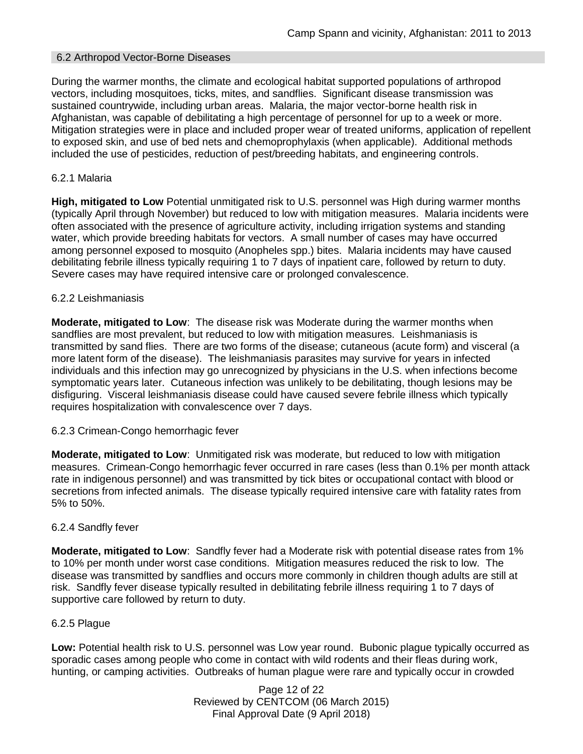## 6.2 Arthropod Vector-Borne Diseases

During the warmer months, the climate and ecological habitat supported populations of arthropod vectors, including mosquitoes, ticks, mites, and sandflies. Significant disease transmission was sustained countrywide, including urban areas. Malaria, the major vector-borne health risk in Afghanistan, was capable of debilitating a high percentage of personnel for up to a week or more. Mitigation strategies were in place and included proper wear of treated uniforms, application of repellent to exposed skin, and use of bed nets and chemoprophylaxis (when applicable). Additional methods included the use of pesticides, reduction of pest/breeding habitats, and engineering controls.

### 6.2.1 Malaria

**High, mitigated to Low** Potential unmitigated risk to U.S. personnel was High during warmer months (typically April through November) but reduced to low with mitigation measures. Malaria incidents were often associated with the presence of agriculture activity, including irrigation systems and standing water, which provide breeding habitats for vectors. A small number of cases may have occurred among personnel exposed to mosquito (Anopheles spp.) bites. Malaria incidents may have caused debilitating febrile illness typically requiring 1 to 7 days of inpatient care, followed by return to duty. Severe cases may have required intensive care or prolonged convalescence.

### 6.2.2 Leishmaniasis

**Moderate, mitigated to Low**: The disease risk was Moderate during the warmer months when sandflies are most prevalent, but reduced to low with mitigation measures. Leishmaniasis is transmitted by sand flies. There are two forms of the disease; cutaneous (acute form) and visceral (a more latent form of the disease). The leishmaniasis parasites may survive for years in infected individuals and this infection may go unrecognized by physicians in the U.S. when infections become symptomatic years later. Cutaneous infection was unlikely to be debilitating, though lesions may be disfiguring. Visceral leishmaniasis disease could have caused severe febrile illness which typically requires hospitalization with convalescence over 7 days.

### 6.2.3 Crimean-Congo hemorrhagic fever

**Moderate, mitigated to Low**: Unmitigated risk was moderate, but reduced to low with mitigation measures. Crimean-Congo hemorrhagic fever occurred in rare cases (less than 0.1% per month attack rate in indigenous personnel) and was transmitted by tick bites or occupational contact with blood or secretions from infected animals. The disease typically required intensive care with fatality rates from 5% to 50%.

### 6.2.4 Sandfly fever

**Moderate, mitigated to Low**: Sandfly fever had a Moderate risk with potential disease rates from 1% to 10% per month under worst case conditions. Mitigation measures reduced the risk to low. The disease was transmitted by sandflies and occurs more commonly in children though adults are still at risk. Sandfly fever disease typically resulted in debilitating febrile illness requiring 1 to 7 days of supportive care followed by return to duty.

### 6.2.5 Plague

**Low:** Potential health risk to U.S. personnel was Low year round. Bubonic plague typically occurred as sporadic cases among people who come in contact with wild rodents and their fleas during work, hunting, or camping activities. Outbreaks of human plague were rare and typically occur in crowded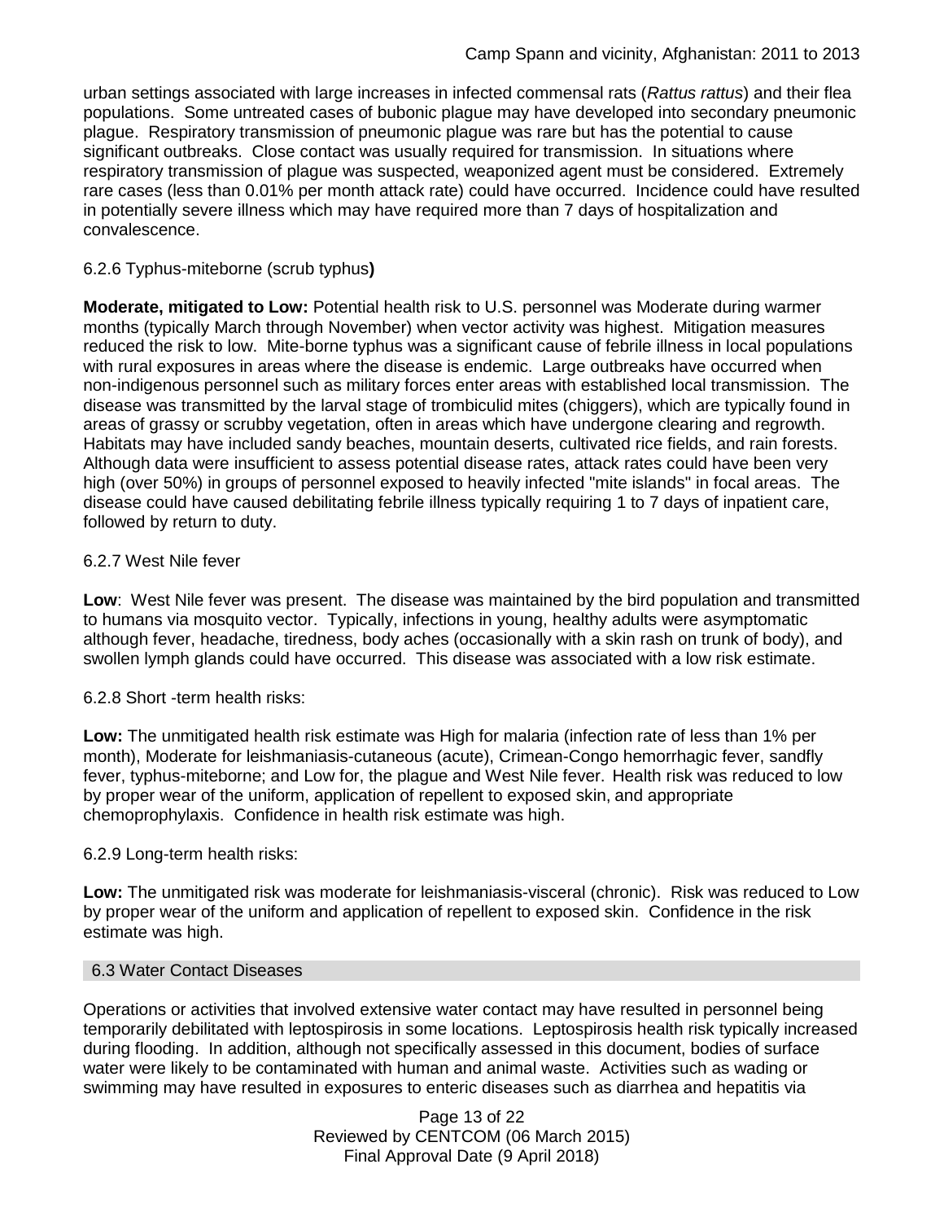urban settings associated with large increases in infected commensal rats (*Rattus rattus*) and their flea populations. Some untreated cases of bubonic plague may have developed into secondary pneumonic plague. Respiratory transmission of pneumonic plague was rare but has the potential to cause significant outbreaks. Close contact was usually required for transmission. In situations where respiratory transmission of plague was suspected, weaponized agent must be considered. Extremely rare cases (less than 0.01% per month attack rate) could have occurred. Incidence could have resulted in potentially severe illness which may have required more than 7 days of hospitalization and convalescence.

#### 6.2.6 Typhus-miteborne (scrub typhus**)**

**Moderate, mitigated to Low:** Potential health risk to U.S. personnel was Moderate during warmer months (typically March through November) when vector activity was highest. Mitigation measures reduced the risk to low. Mite-borne typhus was a significant cause of febrile illness in local populations with rural exposures in areas where the disease is endemic. Large outbreaks have occurred when non-indigenous personnel such as military forces enter areas with established local transmission. The disease was transmitted by the larval stage of trombiculid mites (chiggers), which are typically found in areas of grassy or scrubby vegetation, often in areas which have undergone clearing and regrowth. Habitats may have included sandy beaches, mountain deserts, cultivated rice fields, and rain forests. Although data were insufficient to assess potential disease rates, attack rates could have been very high (over 50%) in groups of personnel exposed to heavily infected "mite islands" in focal areas. The disease could have caused debilitating febrile illness typically requiring 1 to 7 days of inpatient care, followed by return to duty.

#### 6.2.7 West Nile fever

**Low**: West Nile fever was present. The disease was maintained by the bird population and transmitted to humans via mosquito vector. Typically, infections in young, healthy adults were asymptomatic although fever, headache, tiredness, body aches (occasionally with a skin rash on trunk of body), and swollen lymph glands could have occurred. This disease was associated with a low risk estimate.

#### 6.2.8 Short -term health risks:

**Low:** The unmitigated health risk estimate was High for malaria (infection rate of less than 1% per month), Moderate for leishmaniasis-cutaneous (acute), Crimean-Congo hemorrhagic fever, sandfly fever, typhus-miteborne; and Low for, the plague and West Nile fever. Health risk was reduced to low by proper wear of the uniform, application of repellent to exposed skin, and appropriate chemoprophylaxis. Confidence in health risk estimate was high.

#### 6.2.9 Long-term health risks:

**Low:** The unmitigated risk was moderate for leishmaniasis-visceral (chronic). Risk was reduced to Low by proper wear of the uniform and application of repellent to exposed skin. Confidence in the risk estimate was high.

### 6.3 Water Contact Diseases

Operations or activities that involved extensive water contact may have resulted in personnel being temporarily debilitated with leptospirosis in some locations. Leptospirosis health risk typically increased during flooding. In addition, although not specifically assessed in this document, bodies of surface water were likely to be contaminated with human and animal waste. Activities such as wading or swimming may have resulted in exposures to enteric diseases such as diarrhea and hepatitis via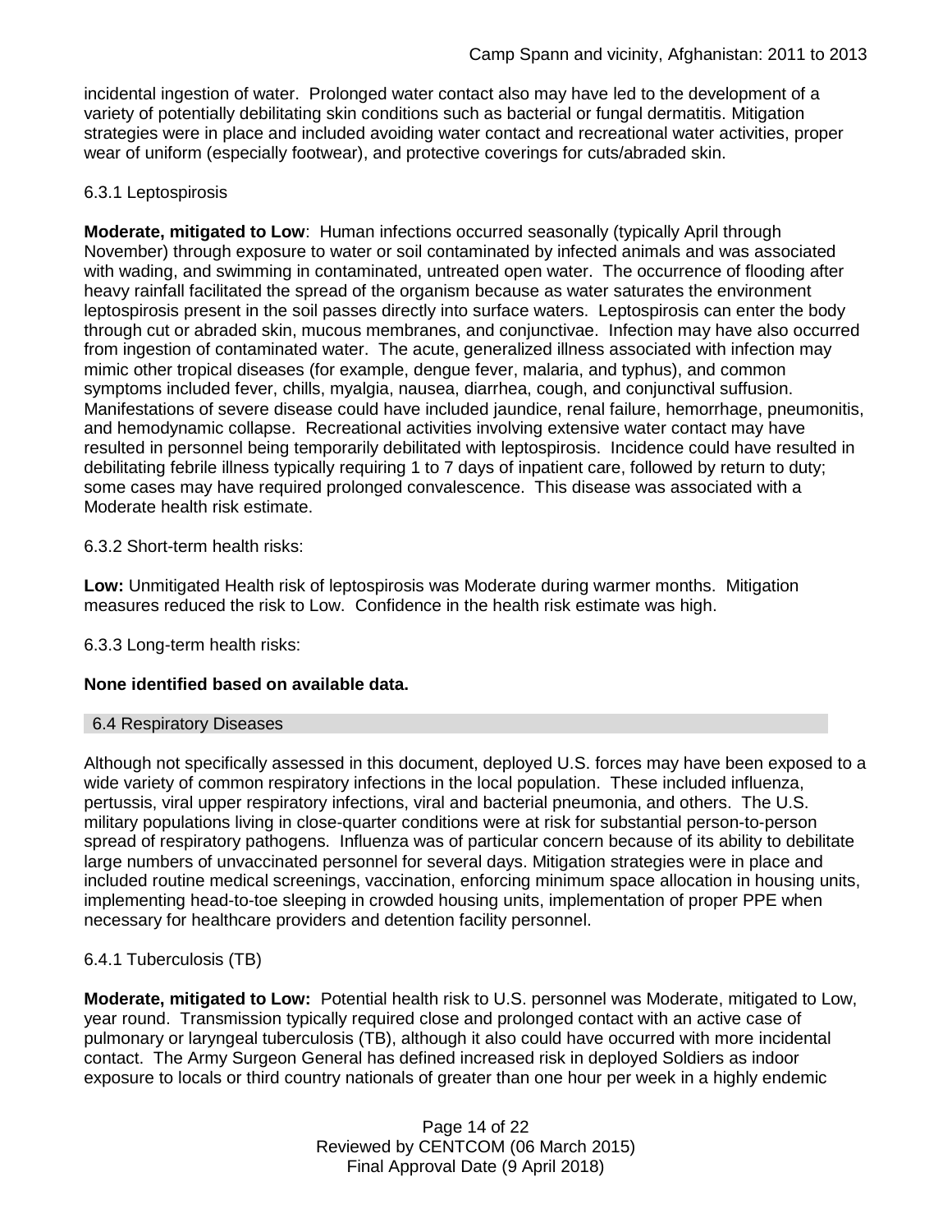incidental ingestion of water. Prolonged water contact also may have led to the development of a variety of potentially debilitating skin conditions such as bacterial or fungal dermatitis. Mitigation strategies were in place and included avoiding water contact and recreational water activities, proper wear of uniform (especially footwear), and protective coverings for cuts/abraded skin.

#### 6.3.1 Leptospirosis

**Moderate, mitigated to Low**: Human infections occurred seasonally (typically April through November) through exposure to water or soil contaminated by infected animals and was associated with wading, and swimming in contaminated, untreated open water. The occurrence of flooding after heavy rainfall facilitated the spread of the organism because as water saturates the environment leptospirosis present in the soil passes directly into surface waters. Leptospirosis can enter the body through cut or abraded skin, mucous membranes, and conjunctivae. Infection may have also occurred from ingestion of contaminated water. The acute, generalized illness associated with infection may mimic other tropical diseases (for example, dengue fever, malaria, and typhus), and common symptoms included fever, chills, myalgia, nausea, diarrhea, cough, and conjunctival suffusion. Manifestations of severe disease could have included jaundice, renal failure, hemorrhage, pneumonitis, and hemodynamic collapse. Recreational activities involving extensive water contact may have resulted in personnel being temporarily debilitated with leptospirosis. Incidence could have resulted in debilitating febrile illness typically requiring 1 to 7 days of inpatient care, followed by return to duty; some cases may have required prolonged convalescence. This disease was associated with a Moderate health risk estimate.

#### 6.3.2 Short-term health risks:

**Low:** Unmitigated Health risk of leptospirosis was Moderate during warmer months. Mitigation measures reduced the risk to Low. Confidence in the health risk estimate was high.

#### 6.3.3 Long-term health risks:

**None identified based on available data.**

### 6.4 Respiratory Diseases

Although not specifically assessed in this document, deployed U.S. forces may have been exposed to a wide variety of common respiratory infections in the local population. These included influenza, pertussis, viral upper respiratory infections, viral and bacterial pneumonia, and others. The U.S. military populations living in close-quarter conditions were at risk for substantial person-to-person spread of respiratory pathogens. Influenza was of particular concern because of its ability to debilitate large numbers of unvaccinated personnel for several days. Mitigation strategies were in place and included routine medical screenings, vaccination, enforcing minimum space allocation in housing units, implementing head-to-toe sleeping in crowded housing units, implementation of proper PPE when necessary for healthcare providers and detention facility personnel.

#### 6.4.1 Tuberculosis (TB)

**Moderate, mitigated to Low:** Potential health risk to U.S. personnel was Moderate, mitigated to Low, year round. Transmission typically required close and prolonged contact with an active case of pulmonary or laryngeal tuberculosis (TB), although it also could have occurred with more incidental contact. The Army Surgeon General has defined increased risk in deployed Soldiers as indoor exposure to locals or third country nationals of greater than one hour per week in a highly endemic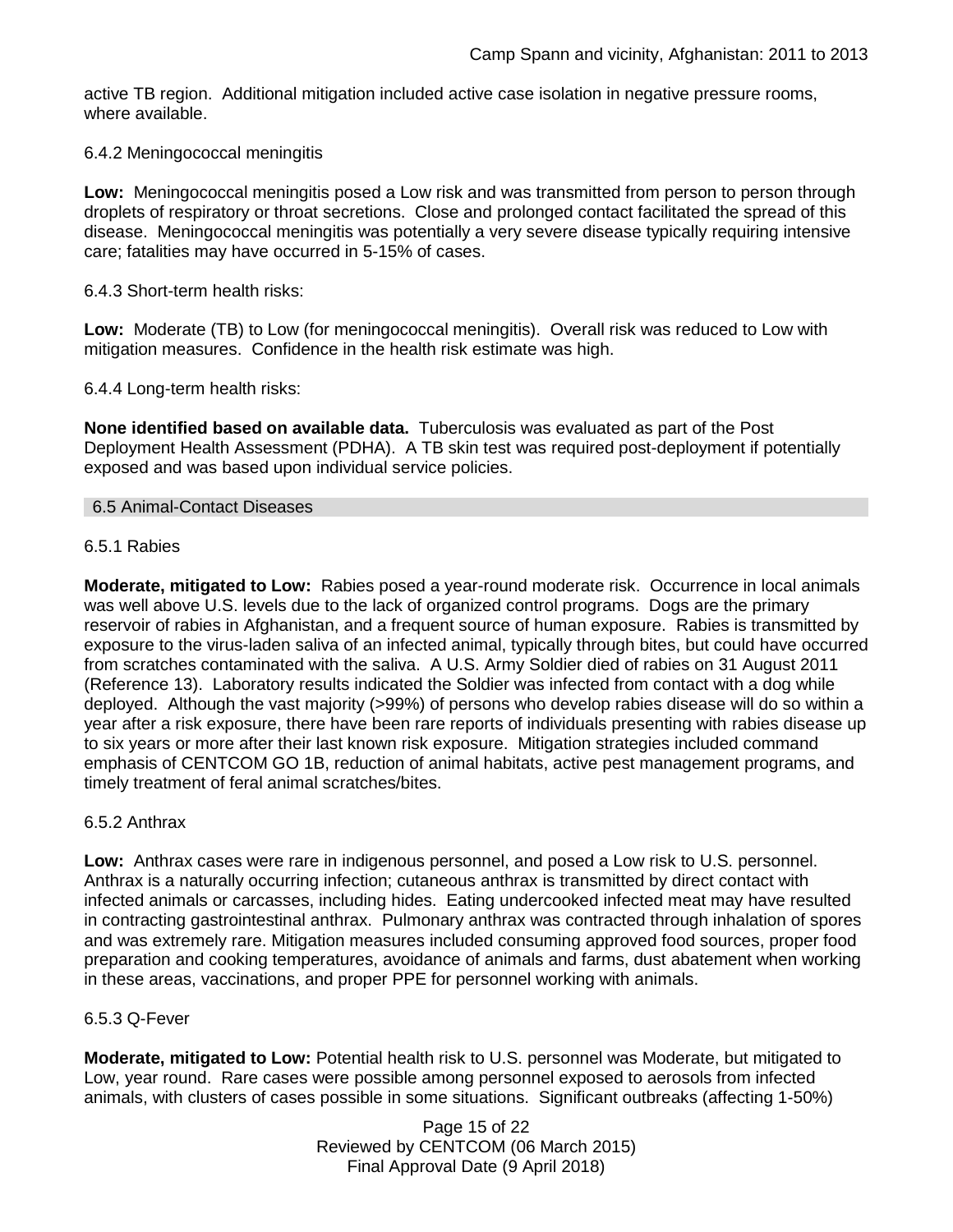active TB region. Additional mitigation included active case isolation in negative pressure rooms, where available.

6.4.2 Meningococcal meningitis

**Low:** Meningococcal meningitis posed a Low risk and was transmitted from person to person through droplets of respiratory or throat secretions. Close and prolonged contact facilitated the spread of this disease. Meningococcal meningitis was potentially a very severe disease typically requiring intensive care; fatalities may have occurred in 5-15% of cases.

6.4.3 Short-term health risks:

**Low:** Moderate (TB) to Low (for meningococcal meningitis). Overall risk was reduced to Low with mitigation measures. Confidence in the health risk estimate was high.

6.4.4 Long-term health risks:

**None identified based on available data.** Tuberculosis was evaluated as part of the Post Deployment Health Assessment (PDHA). A TB skin test was required post-deployment if potentially exposed and was based upon individual service policies.

## 6.5 Animal-Contact Diseases

6.5.1 Rabies

**Moderate, mitigated to Low:** Rabies posed a year-round moderate risk. Occurrence in local animals was well above U.S. levels due to the lack of organized control programs. Dogs are the primary reservoir of rabies in Afghanistan, and a frequent source of human exposure. Rabies is transmitted by exposure to the virus-laden saliva of an infected animal, typically through bites, but could have occurred from scratches contaminated with the saliva. A U.S. Army Soldier died of rabies on 31 August 2011 (Reference 13). Laboratory results indicated the Soldier was infected from contact with a dog while deployed. Although the vast majority (>99%) of persons who develop rabies disease will do so within a year after a risk exposure, there have been rare reports of individuals presenting with rabies disease up to six years or more after their last known risk exposure. Mitigation strategies included command emphasis of CENTCOM GO 1B, reduction of animal habitats, active pest management programs, and timely treatment of feral animal scratches/bites.

6.5.2 Anthrax

**Low:** Anthrax cases were rare in indigenous personnel, and posed a Low risk to U.S. personnel. Anthrax is a naturally occurring infection; cutaneous anthrax is transmitted by direct contact with infected animals or carcasses, including hides. Eating undercooked infected meat may have resulted in contracting gastrointestinal anthrax. Pulmonary anthrax was contracted through inhalation of spores and was extremely rare. Mitigation measures included consuming approved food sources, proper food preparation and cooking temperatures, avoidance of animals and farms, dust abatement when working in these areas, vaccinations, and proper PPE for personnel working with animals.

6.5.3 Q-Fever

**Moderate, mitigated to Low:** Potential health risk to U.S. personnel was Moderate, but mitigated to Low, year round. Rare cases were possible among personnel exposed to aerosols from infected animals, with clusters of cases possible in some situations. Significant outbreaks (affecting 1-50%)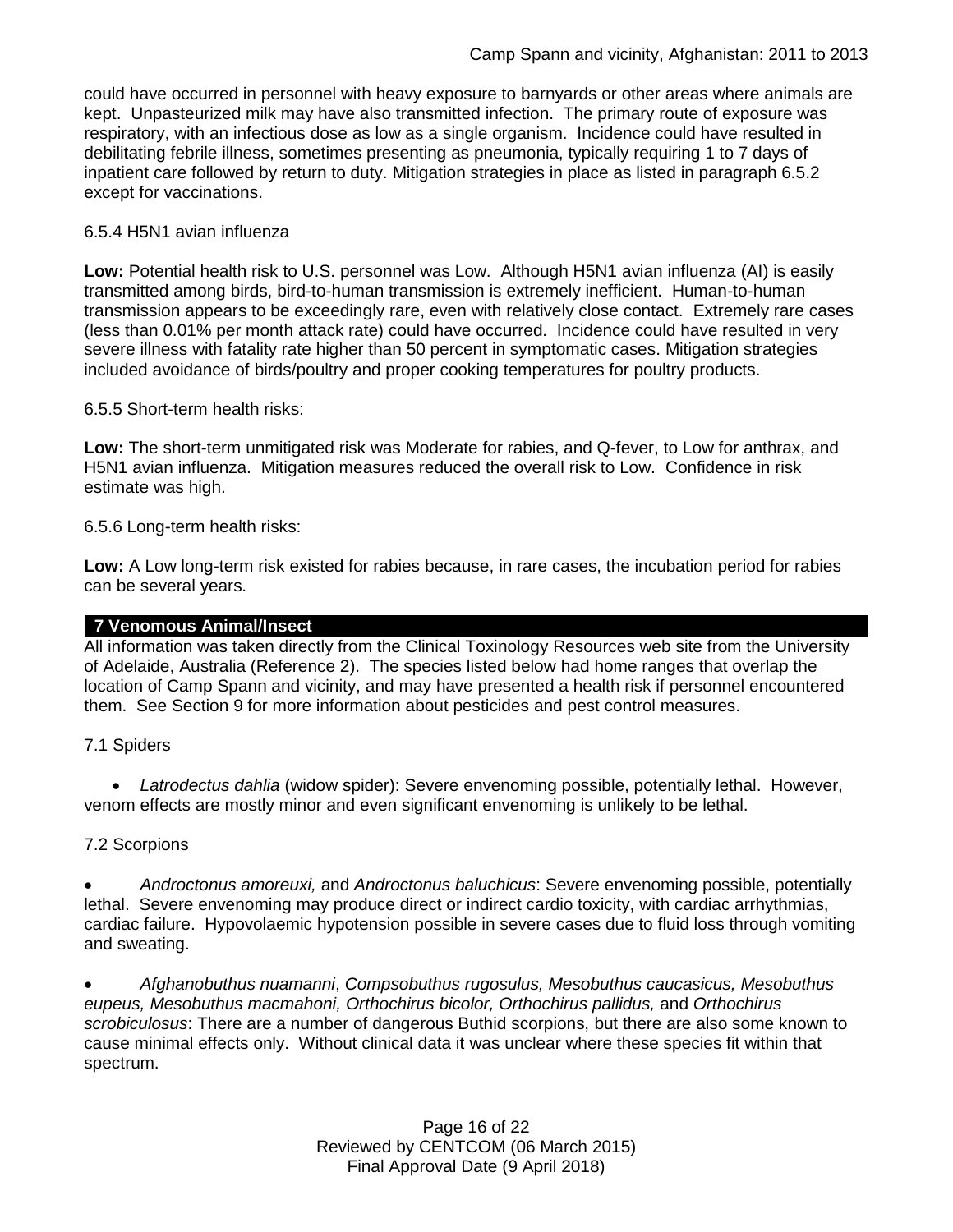could have occurred in personnel with heavy exposure to barnyards or other areas where animals are kept. Unpasteurized milk may have also transmitted infection. The primary route of exposure was respiratory, with an infectious dose as low as a single organism. Incidence could have resulted in debilitating febrile illness, sometimes presenting as pneumonia, typically requiring 1 to 7 days of inpatient care followed by return to duty. Mitigation strategies in place as listed in paragraph 6.5.2 except for vaccinations.

6.5.4 H5N1 avian influenza

**Low:** Potential health risk to U.S. personnel was Low. Although H5N1 avian influenza (AI) is easily transmitted among birds, bird-to-human transmission is extremely inefficient. Human-to-human transmission appears to be exceedingly rare, even with relatively close contact. Extremely rare cases (less than 0.01% per month attack rate) could have occurred. Incidence could have resulted in very severe illness with fatality rate higher than 50 percent in symptomatic cases. Mitigation strategies included avoidance of birds/poultry and proper cooking temperatures for poultry products.

6.5.5 Short-term health risks:

**Low:** The short-term unmitigated risk was Moderate for rabies, and Q-fever, to Low for anthrax, and H5N1 avian influenza. Mitigation measures reduced the overall risk to Low. Confidence in risk estimate was high.

6.5.6 Long-term health risks:

**Low:** A Low long-term risk existed for rabies because, in rare cases, the incubation period for rabies can be several years.

## 7 Venomous Animal/Insect

All information was taken directly from the Clinical Toxinology Resources web site from the University of Adelaide, Australia (Reference 2). The species listed below had home ranges that overlap the location of Camp Spann and vicinity, and may have presented a health risk if personnel encountered them. See Section 9 for more information about pesticides and pest control measures.

7.1 Spiders

- *Latrodectus dahlia* (widow spider): Severe envenoming possible, potentially lethal. However, venom effects are mostly minor and even significant envenoming is unlikely to be lethal.

7.2 Scorpions

- *Androctonus amoreuxi,* and *Androctonus baluchicus*: Severe envenoming possible, potentially lethal. Severe envenoming may produce direct or indirect cardio toxicity, with cardiac arrhythmias, cardiac failure. Hypovolaemic hypotension possible in severe cases due to fluid loss through vomiting and sweating.

- *Afghanobuthus nuamanni*, *Compsobuthus rugosulus, Mesobuthus caucasicus, Mesobuthus eupeus, Mesobuthus macmahoni, Orthochirus bicolor, Orthochirus pallidus,* and *Orthochirus scrobiculosus*: There are a number of dangerous Buthid scorpions, but there are also some known to cause minimal effects only. Without clinical data it was unclear where these species fit within that spectrum.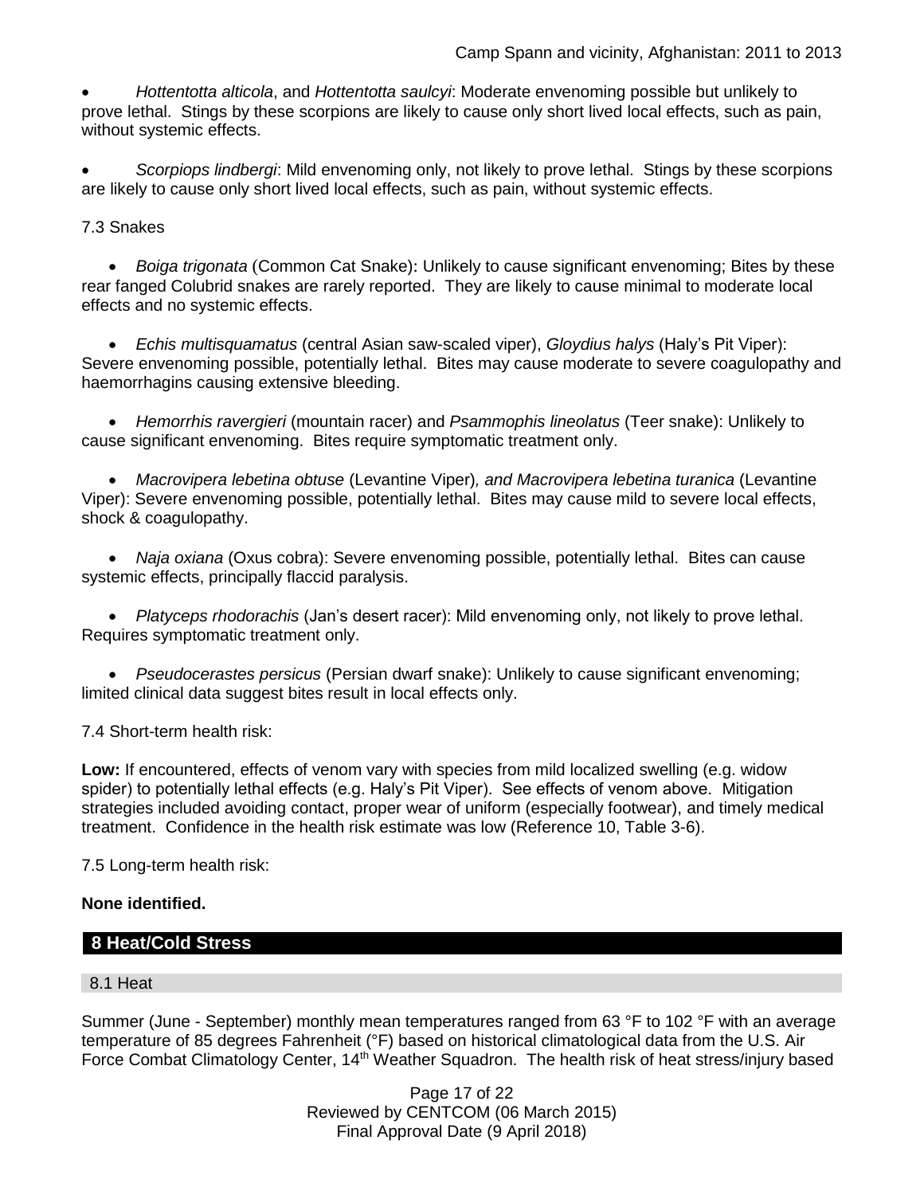- *Hottentotta alticola*, and *Hottentotta saulcyi*: Moderate envenoming possible but unlikely to prove lethal. Stings by these scorpions are likely to cause only short lived local effects, such as pain, without systemic effects.

- *Scorpiops lindbergi*: Mild envenoming only, not likely to prove lethal. Stings by these scorpions are likely to cause only short lived local effects, such as pain, without systemic effects.

7.3 Snakes

- *Boiga trigonata* (Common Cat Snake): Unlikely to cause significant envenoming; Bites by these rear fanged Colubrid snakes are rarely reported. They are likely to cause minimal to moderate local effects and no systemic effects.

- *Echis multisquamatus* (central Asian saw-scaled viper), *Gloydius halys* (Haly's Pit Viper): Severe envenoming possible, potentially lethal. Bites may cause moderate to severe coagulopathy and haemorrhagins causing extensive bleeding.

- *Hemorrhis ravergieri* (mountain racer) and *Psammophis lineolatus* (Teer snake): Unlikely to cause significant envenoming. Bites require symptomatic treatment only.

- *Macrovipera lebetina obtuse* (Levantine Viper)*, and Macrovipera lebetina turanica* (Levantine Viper): Severe envenoming possible, potentially lethal. Bites may cause mild to severe local effects, shock & coagulopathy.

- *Naja oxiana* (Oxus cobra): Severe envenoming possible, potentially lethal. Bites can cause systemic effects, principally flaccid paralysis.

- *Platyceps rhodorachis* (Jan's desert racer): Mild envenoming only, not likely to prove lethal. Requires symptomatic treatment only.

- *Pseudocerastes persicus* (Persian dwarf snake): Unlikely to cause significant envenoming; limited clinical data suggest bites result in local effects only.

7.4 Short-term health risk:

**Low:** If encountered, effects of venom vary with species from mild localized swelling (e.g. widow spider) to potentially lethal effects (e.g. Haly's Pit Viper). See effects of venom above. Mitigation strategies included avoiding contact, proper wear of uniform (especially footwear), and timely medical treatment. Confidence in the health risk estimate was low (Reference 10, Table 3-6).

7.5 Long-term health risk:

**None identified.**

## 8 Heat/Cold Stress

### 8.1 Heat

Summer (June - September) monthly mean temperatures ranged from 63 °F to 102 °F with an average temperature of 85 degrees Fahrenheit (°F) based on historical climatological data from the U.S. Air Force Combat Climatology Center, 14th Weather Squadron. The health risk of heat stress/injury based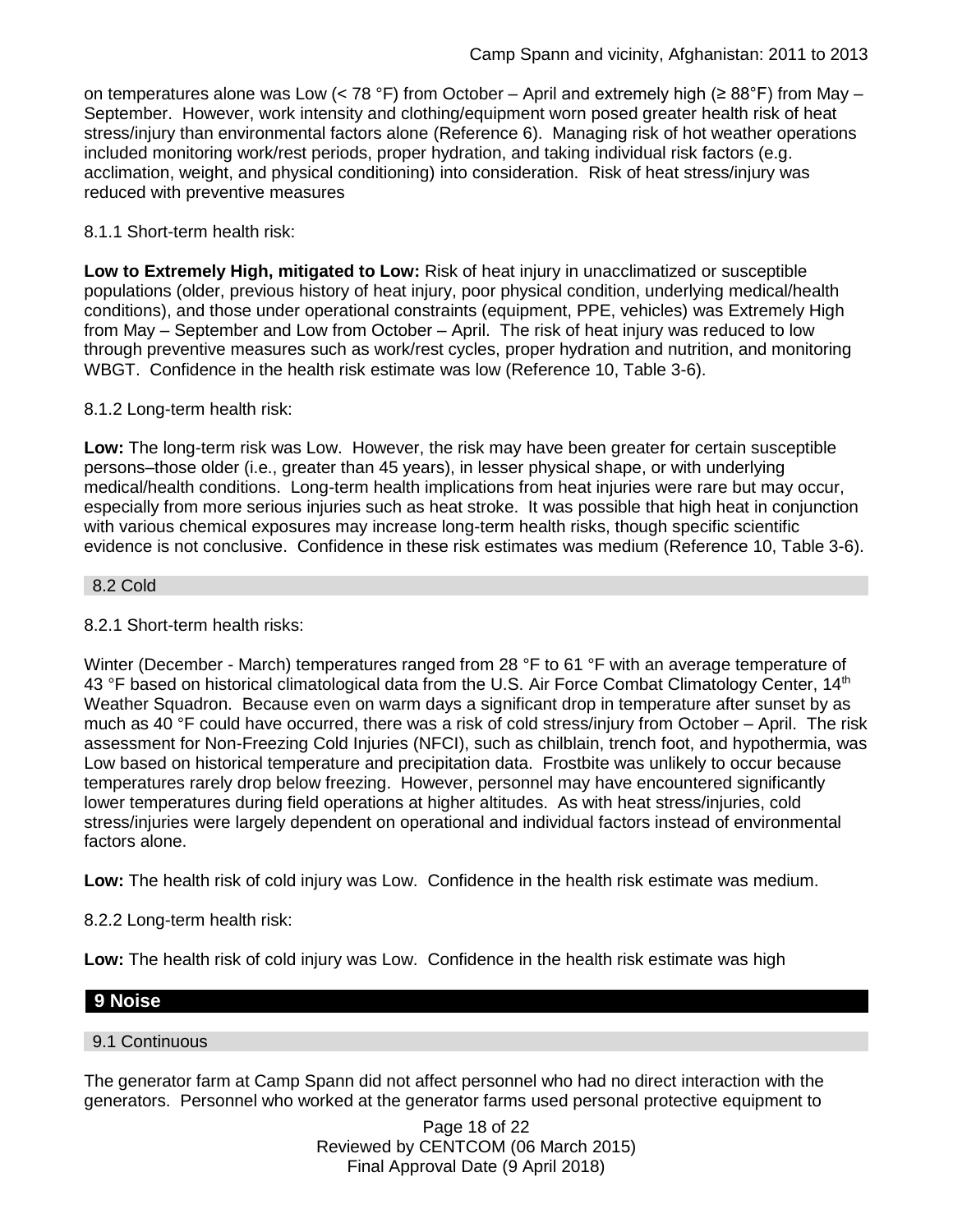on temperatures alone was Low (< 78 °F) from October – April and extremely high (≥ 88°F) from May – September. However, work intensity and clothing/equipment worn posed greater health risk of heat stress/injury than environmental factors alone (Reference 6). Managing risk of hot weather operations included monitoring work/rest periods, proper hydration, and taking individual risk factors (e.g. acclimation, weight, and physical conditioning) into consideration. Risk of heat stress/injury was reduced with preventive measures

8.1.1 Short-term health risk:

**Low to Extremely High, mitigated to Low:** Risk of heat injury in unacclimatized or susceptible populations (older, previous history of heat injury, poor physical condition, underlying medical/health conditions), and those under operational constraints (equipment, PPE, vehicles) was Extremely High from May – September and Low from October – April. The risk of heat injury was reduced to low through preventive measures such as work/rest cycles, proper hydration and nutrition, and monitoring WBGT. Confidence in the health risk estimate was low (Reference 10, Table 3-6).

8.1.2 Long-term health risk:

**Low:** The long-term risk was Low. However, the risk may have been greater for certain susceptible persons–those older (i.e., greater than 45 years), in lesser physical shape, or with underlying medical/health conditions. Long-term health implications from heat injuries were rare but may occur, especially from more serious injuries such as heat stroke. It was possible that high heat in conjunction with various chemical exposures may increase long-term health risks, though specific scientific evidence is not conclusive. Confidence in these risk estimates was medium (Reference 10, Table 3-6).

### 8.2 Cold

8.2.1 Short-term health risks:

Winter (December - March) temperatures ranged from 28 °F to 61 °F with an average temperature of 43 °F based on historical climatological data from the U.S. Air Force Combat Climatology Center, 14th Weather Squadron. Because even on warm days a significant drop in temperature after sunset by as much as 40 °F could have occurred, there was a risk of cold stress/injury from October – April. The risk assessment for Non-Freezing Cold Injuries (NFCI), such as chilblain, trench foot, and hypothermia, was Low based on historical temperature and precipitation data. Frostbite was unlikely to occur because temperatures rarely drop below freezing. However, personnel may have encountered significantly lower temperatures during field operations at higher altitudes. As with heat stress/injuries, cold stress/injuries were largely dependent on operational and individual factors instead of environmental factors alone.

**Low:** The health risk of cold injury was Low. Confidence in the health risk estimate was medium.

8.2.2 Long-term health risk:

**Low:** The health risk of cold injury was Low. Confidence in the health risk estimate was high

## 9 Noise

### 9.1 Continuous

The generator farm at Camp Spann did not affect personnel who had no direct interaction with the generators. Personnel who worked at the generator farms used personal protective equipment to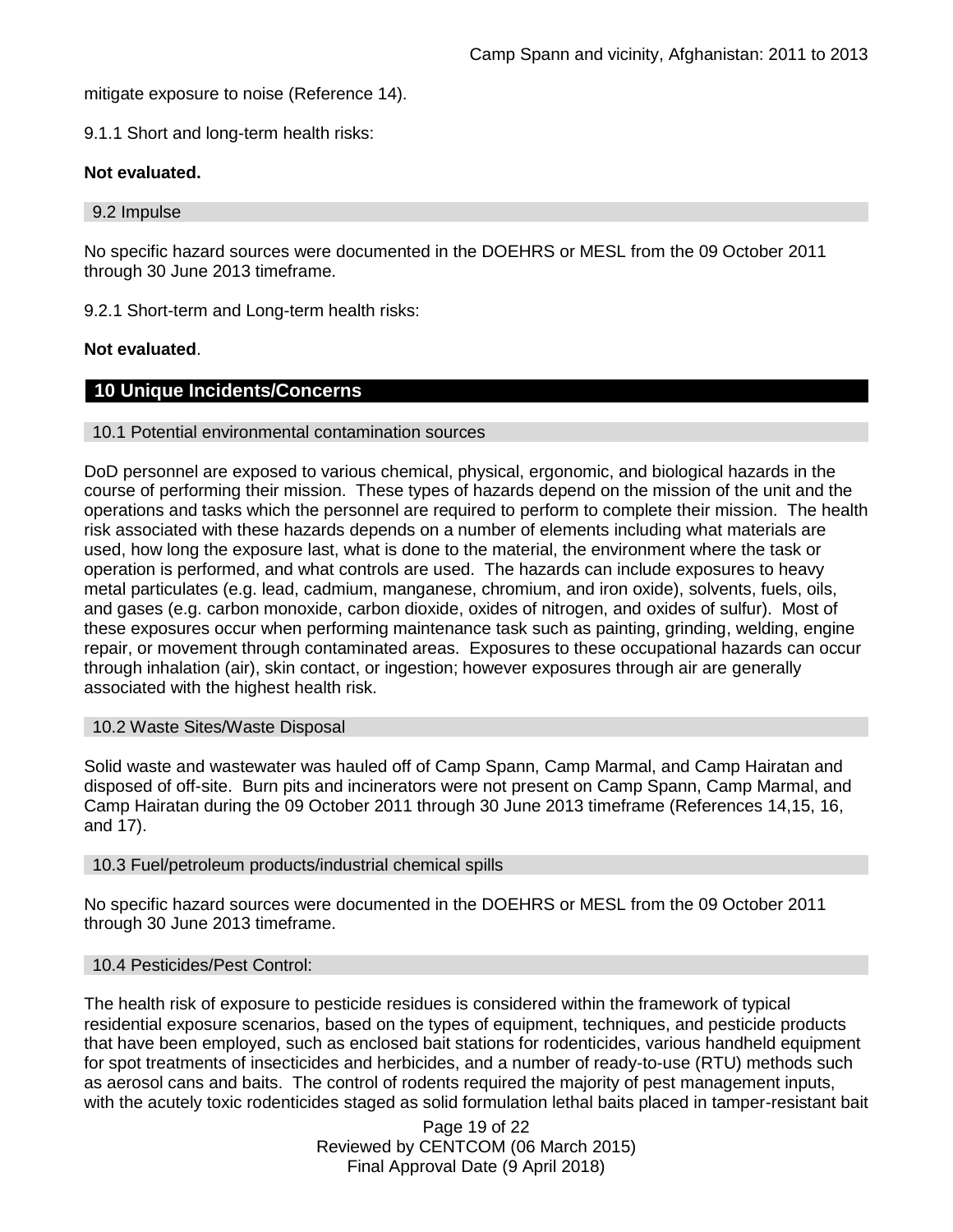mitigate exposure to noise (Reference 14).

9.1.1 Short and long-term health risks:

**Not evaluated.**

### 9.2 Impulse

No specific hazard sources were documented in the DOEHRS or MESL from the 09 October 2011 through 30 June 2013 timeframe.

9.2.1 Short-term and Long-term health risks:

**Not evaluated**.

## 10 Unique Incidents/Concerns

### 10.1 Potential environmental contamination sources

DoD personnel are exposed to various chemical, physical, ergonomic, and biological hazards in the course of performing their mission. These types of hazards depend on the mission of the unit and the operations and tasks which the personnel are required to perform to complete their mission. The health risk associated with these hazards depends on a number of elements including what materials are used, how long the exposure last, what is done to the material, the environment where the task or operation is performed, and what controls are used. The hazards can include exposures to heavy metal particulates (e.g. lead, cadmium, manganese, chromium, and iron oxide), solvents, fuels, oils, and gases (e.g. carbon monoxide, carbon dioxide, oxides of nitrogen, and oxides of sulfur). Most of these exposures occur when performing maintenance task such as painting, grinding, welding, engine repair, or movement through contaminated areas. Exposures to these occupational hazards can occur through inhalation (air), skin contact, or ingestion; however exposures through air are generally associated with the highest health risk.

### 10.2 Waste Sites/Waste Disposal

Solid waste and wastewater was hauled off of Camp Spann, Camp Marmal, and Camp Hairatan and disposed of off-site. Burn pits and incinerators were not present on Camp Spann, Camp Marmal, and Camp Hairatan during the 09 October 2011 through 30 June 2013 timeframe (References 14,15, 16, and 17).

### 10.3 Fuel/petroleum products/industrial chemical spills

No specific hazard sources were documented in the DOEHRS or MESL from the 09 October 2011 through 30 June 2013 timeframe.

### 10.4 Pesticides/Pest Control:

The health risk of exposure to pesticide residues is considered within the framework of typical residential exposure scenarios, based on the types of equipment, techniques, and pesticide products that have been employed, such as enclosed bait stations for rodenticides, various handheld equipment for spot treatments of insecticides and herbicides, and a number of ready-to-use (RTU) methods such as aerosol cans and baits. The control of rodents required the majority of pest management inputs, with the acutely toxic rodenticides staged as solid formulation lethal baits placed in tamper-resistant bait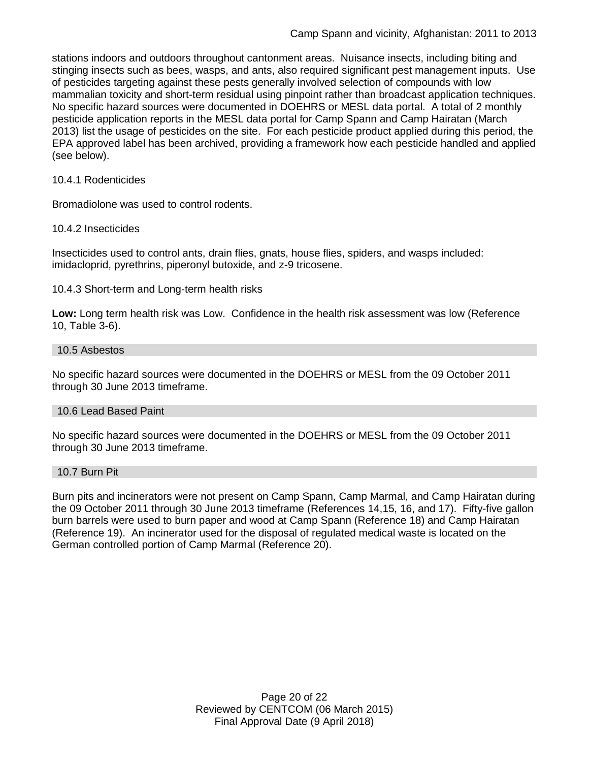stations indoors and outdoors throughout cantonment areas. Nuisance insects, including biting and stinging insects such as bees, wasps, and ants, also required significant pest management inputs. Use of pesticides targeting against these pests generally involved selection of compounds with low mammalian toxicity and short-term residual using pinpoint rather than broadcast application techniques. No specific hazard sources were documented in DOEHRS or MESL data portal. A total of 2 monthly pesticide application reports in the MESL data portal for Camp Spann and Camp Hairatan (March 2013) list the usage of pesticides on the site. For each pesticide product applied during this period, the EPA approved label has been archived, providing a framework how each pesticide handled and applied (see below).

#### 10.4.1 Rodenticides

Bromadiolone was used to control rodents.

#### 10.4.2 Insecticides

Insecticides used to control ants, drain flies, gnats, house flies, spiders, and wasps included: imidacloprid, pyrethrins, piperonyl butoxide, and z-9 tricosene.

#### 10.4.3 Short-term and Long-term health risks

**Low:** Long term health risk was Low. Confidence in the health risk assessment was low (Reference 10, Table 3-6).

### 10.5 Asbestos

No specific hazard sources were documented in the DOEHRS or MESL from the 09 October 2011 through 30 June 2013 timeframe.

### 10.6 Lead Based Paint

No specific hazard sources were documented in the DOEHRS or MESL from the 09 October 2011 through 30 June 2013 timeframe.

### 10.7 Burn Pit

Burn pits and incinerators were not present on Camp Spann, Camp Marmal, and Camp Hairatan during the 09 October 2011 through 30 June 2013 timeframe (References 14,15, 16, and 17). Fifty-five gallon burn barrels were used to burn paper and wood at Camp Spann (Reference 18) and Camp Hairatan (Reference 19). An incinerator used for the disposal of regulated medical waste is located on the German controlled portion of Camp Marmal (Reference 20).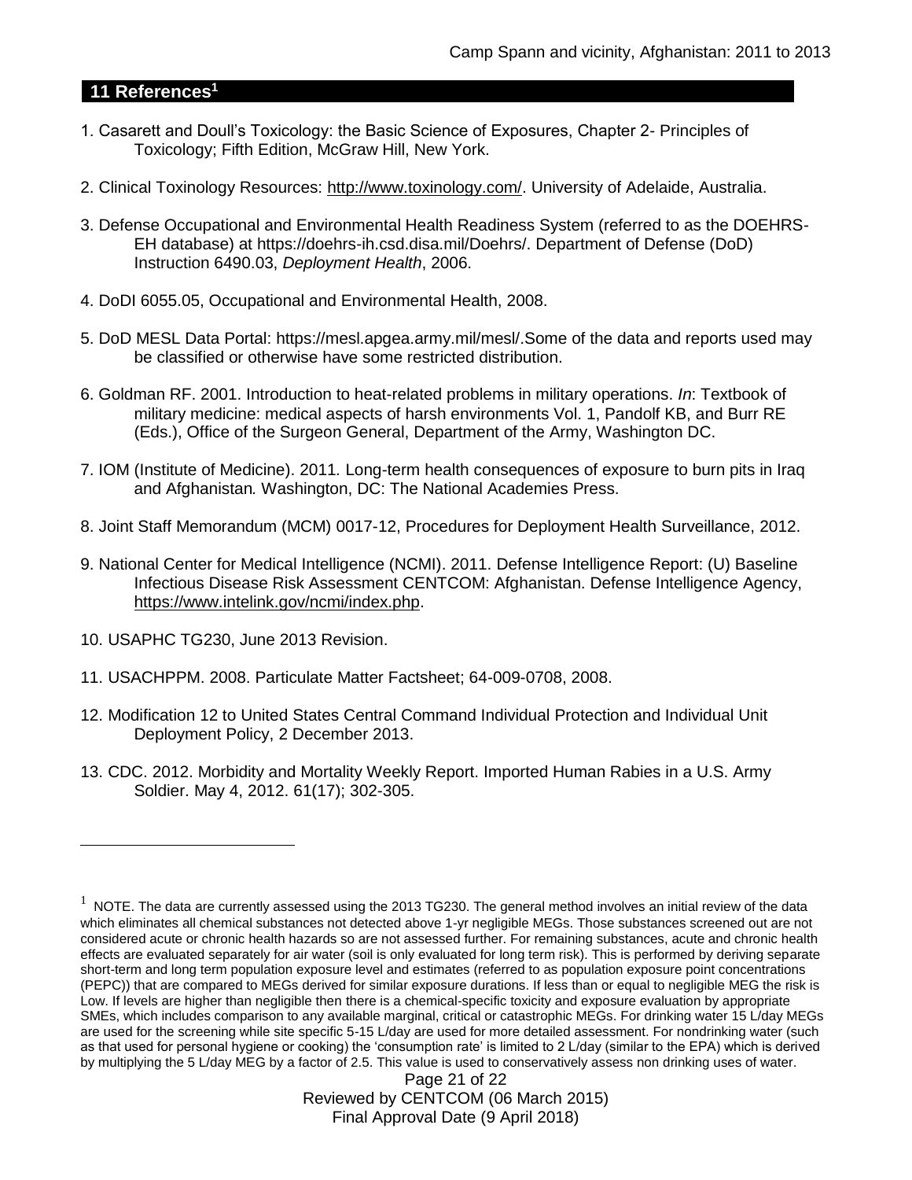## 11 References[1]

1. Casarett and Doull's Toxicology: the Basic Science of Exposures, Chapter 2- Principles of Toxicology; Fifth Edition, McGraw Hill, New York.

2. Clinical Toxinology Resources: http://www.toxinology.com/. University of Adelaide, Australia.

3. Defense Occupational and Environmental Health Readiness System (referred to as the DOEHRS-EH database) at https://doehrs-ih.csd.disa.mil/Doehrs/. Department of Defense (DoD) Instruction 6490.03, *Deployment Health*, 2006.

4. DoDI 6055.05, Occupational and Environmental Health, 2008.

5. DoD MESL Data Portal: https://mesl.apgea.army.mil/mesl/.Some of the data and reports used may be classified or otherwise have some restricted distribution.

6. Goldman RF. 2001. Introduction to heat-related problems in military operations. *In*: Textbook of military medicine: medical aspects of harsh environments Vol. 1, Pandolf KB, and Burr RE (Eds.), Office of the Surgeon General, Department of the Army, Washington DC.

7. IOM (Institute of Medicine). 2011*.* Long-term health consequences of exposure to burn pits in Iraq and Afghanistan*.* Washington, DC: The National Academies Press.

8. Joint Staff Memorandum (MCM) 0017-12, Procedures for Deployment Health Surveillance, 2012.

9. National Center for Medical Intelligence (NCMI). 2011. Defense Intelligence Report: (U) Baseline Infectious Disease Risk Assessment CENTCOM: Afghanistan. Defense Intelligence Agency, https://www.intelink.gov/ncmi/index.php.

10. USAPHC TG230, June 2013 Revision.

11. USACHPPM. 2008. Particulate Matter Factsheet; 64-009-0708, 2008.

12. Modification 12 to United States Central Command Individual Protection and Individual Unit Deployment Policy, 2 December 2013.

13. CDC. 2012. Morbidity and Mortality Weekly Report. Imported Human Rabies in a U.S. Army Soldier. May 4, 2012. 61(17); 302-305.

---

[1] NOTE. The data are currently assessed using the 2013 TG230. The general method involves an initial review of the data which eliminates all chemical substances not detected above 1-yr negligible MEGs. Those substances screened out are not considered acute or chronic health hazards so are not assessed further. For remaining substances, acute and chronic health effects are evaluated separately for air water (soil is only evaluated for long term risk). This is performed by deriving separate short-term and long term population exposure level and estimates (referred to as population exposure point concentrations (PEPC)) that are compared to MEGs derived for similar exposure durations. If less than or equal to negligible MEG the risk is Low. If levels are higher than negligible then there is a chemical-specific toxicity and exposure evaluation by appropriate SMEs, which includes comparison to any available marginal, critical or catastrophic MEGs. For drinking water 15 L/day MEGs are used for the screening while site specific 5-15 L/day are used for more detailed assessment. For nondrinking water (such as that used for personal hygiene or cooking) the 'consumption rate' is limited to 2 L/day (similar to the EPA) which is derived by multiplying the 5 L/day MEG by a factor of 2.5. This value is used to conservatively assess non drinking uses of water.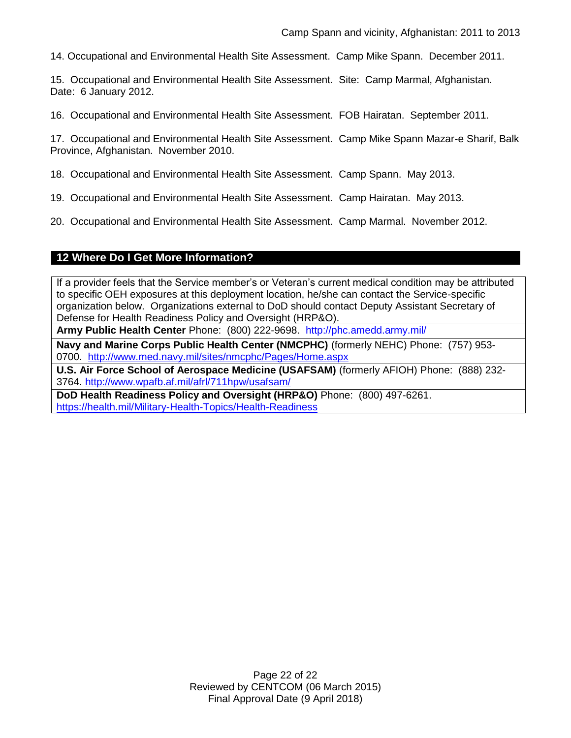14. Occupational and Environmental Health Site Assessment. Camp Mike Spann. December 2011.

15. Occupational and Environmental Health Site Assessment. Site: Camp Marmal, Afghanistan. Date: 6 January 2012.

16. Occupational and Environmental Health Site Assessment. FOB Hairatan. September 2011.

17. Occupational and Environmental Health Site Assessment. Camp Mike Spann Mazar-e Sharif, Balk Province, Afghanistan. November 2010.

18. Occupational and Environmental Health Site Assessment. Camp Spann. May 2013.

19. Occupational and Environmental Health Site Assessment. Camp Hairatan. May 2013.

20. Occupational and Environmental Health Site Assessment. Camp Marmal. November 2012.

## 12 Where Do I Get More Information?

| |
|---|
| If a provider feels that the Service member's or Veteran's current medical condition may be attributed to specific OEH exposures at this deployment location, he/she can contact the Service-specific organization below. Organizations external to DoD should contact Deputy Assistant Secretary of Defense for Health Readiness Policy and Oversight (HRP&O). |
| **Army Public Health Center** Phone: (800) 222-9698. http://phc.amedd.army.mil/ |
| **Navy and Marine Corps Public Health Center (NMCPHC)** (formerly NEHC) Phone: (757) 953-0700. http://www.med.navy.mil/sites/nmcphc/Pages/Home.aspx |
| **U.S. Air Force School of Aerospace Medicine (USAFSAM)** (formerly AFIOH) Phone: (888) 232-3764. http://www.wpafb.af.mil/afrl/711hpw/usafsam/ |
| **DoD Health Readiness Policy and Oversight (HRP&O)** Phone: (800) 497-6261. https://health.mil/Military-Health-Topics/Health-Readiness |

Reviewed by CENTCOM (06 March 2015)
Final Approval Date (9 April 2018)